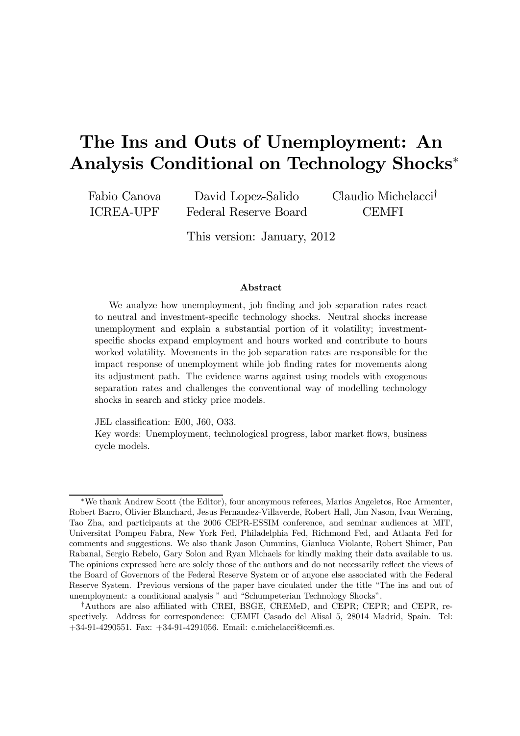# The Ins and Outs of Unemployment: An Analysis Conditional on Technology Shocks[*]

Fabio Canova
ICREA-UPF

David Lopez-Salido
Federal Reserve Board

Claudio Michelacci[†]
CEMFI

This version: January, 2012

### Abstract

We analyze how unemployment, job finding and job separation rates react to neutral and investment-specific technology shocks. Neutral shocks increase unemployment and explain a substantial portion of it volatility; investment-specific shocks expand employment and hours worked and contribute to hours worked volatility. Movements in the job separation rates are responsible for the impact response of unemployment while job finding rates for movements along its adjustment path. The evidence warns against using models with exogenous separation rates and challenges the conventional way of modelling technology shocks in search and sticky price models.

JEL classification: E00, J60, O33.
Key words: Unemployment, technological progress, labor market flows, business cycle models.

---

[*] We thank Andrew Scott (the Editor), four anonymous referees, Marios Angeletos, Roc Armenter, Robert Barro, Olivier Blanchard, Jesus Fernandez-Villaverde, Robert Hall, Jim Nason, Ivan Werning, Tao Zha, and participants at the 2006 CEPR-ESSIM conference, and seminar audiences at MIT, Universitat Pompeu Fabra, New York Fed, Philadelphia Fed, Richmond Fed, and Atlanta Fed for comments and suggestions. We also thank Jason Cummins, Gianluca Violante, Robert Shimer, Pau Rabanal, Sergio Rebelo, Gary Solon and Ryan Michaels for kindly making their data available to us. The opinions expressed here are solely those of the authors and do not necessarily reflect the views of the Board of Governors of the Federal Reserve System or of anyone else associated with the Federal Reserve System. Previous versions of the paper have ciculated under the title "The ins and out of unemployment: a conditional analysis " and "Schumpeterian Technology Shocks".

[†] Authors are also affiliated with CREI, BSGE, CREMeD, and CEPR; CEPR; and CEPR, respectively. Address for correspondence: CEMFI Casado del Alisal 5, 28014 Madrid, Spain. Tel: +34-91-4290551. Fax: +34-91-4291056. Email: c.michelacci@cemfi.es.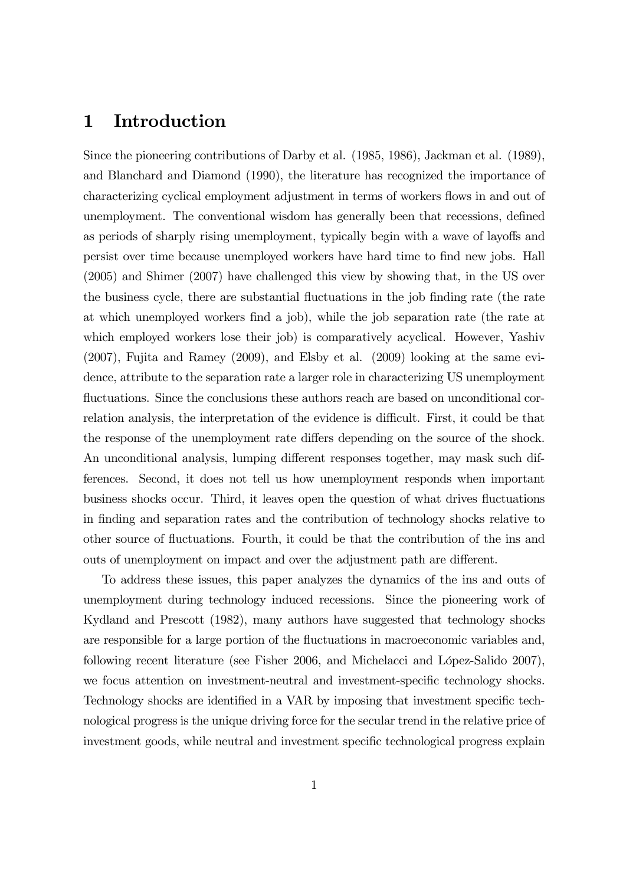# 1 Introduction

Since the pioneering contributions of Darby et al. (1985, 1986), Jackman et al. (1989), and Blanchard and Diamond (1990), the literature has recognized the importance of characterizing cyclical employment adjustment in terms of workers flows in and out of unemployment. The conventional wisdom has generally been that recessions, defined as periods of sharply rising unemployment, typically begin with a wave of layoffs and persist over time because unemployed workers have hard time to find new jobs. Hall (2005) and Shimer (2007) have challenged this view by showing that, in the US over the business cycle, there are substantial fluctuations in the job finding rate (the rate at which unemployed workers find a job), while the job separation rate (the rate at which employed workers lose their job) is comparatively acyclical. However, Yashiv (2007), Fujita and Ramey (2009), and Elsby et al. (2009) looking at the same evidence, attribute to the separation rate a larger role in characterizing US unemployment fluctuations. Since the conclusions these authors reach are based on unconditional correlation analysis, the interpretation of the evidence is difficult. First, it could be that the response of the unemployment rate differs depending on the source of the shock. An unconditional analysis, lumping different responses together, may mask such differences. Second, it does not tell us how unemployment responds when important business shocks occur. Third, it leaves open the question of what drives fluctuations in finding and separation rates and the contribution of technology shocks relative to other source of fluctuations. Fourth, it could be that the contribution of the ins and outs of unemployment on impact and over the adjustment path are different.

To address these issues, this paper analyzes the dynamics of the ins and outs of unemployment during technology induced recessions. Since the pioneering work of Kydland and Prescott (1982), many authors have suggested that technology shocks are responsible for a large portion of the fluctuations in macroeconomic variables and, following recent literature (see Fisher 2006, and Michelacci and López-Salido 2007), we focus attention on investment-neutral and investment-specific technology shocks. Technology shocks are identified in a VAR by imposing that investment specific technological progress is the unique driving force for the secular trend in the relative price of investment goods, while neutral and investment specific technological progress explain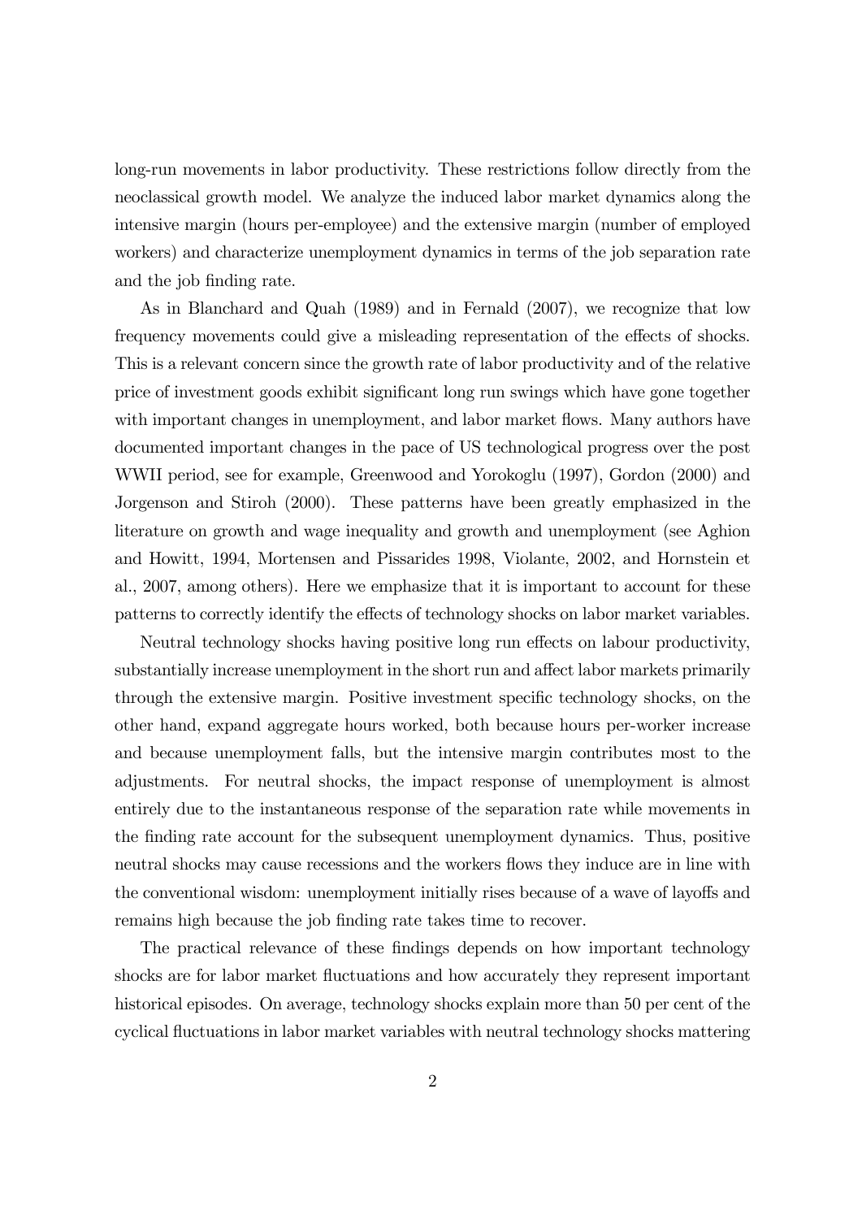long-run movements in labor productivity. These restrictions follow directly from the neoclassical growth model. We analyze the induced labor market dynamics along the intensive margin (hours per-employee) and the extensive margin (number of employed workers) and characterize unemployment dynamics in terms of the job separation rate and the job finding rate.

As in Blanchard and Quah (1989) and in Fernald (2007), we recognize that low frequency movements could give a misleading representation of the effects of shocks. This is a relevant concern since the growth rate of labor productivity and of the relative price of investment goods exhibit significant long run swings which have gone together with important changes in unemployment, and labor market flows. Many authors have documented important changes in the pace of US technological progress over the post WWII period, see for example, Greenwood and Yorokoglu (1997), Gordon (2000) and Jorgenson and Stiroh (2000). These patterns have been greatly emphasized in the literature on growth and wage inequality and growth and unemployment (see Aghion and Howitt, 1994, Mortensen and Pissarides 1998, Violante, 2002, and Hornstein et al., 2007, among others). Here we emphasize that it is important to account for these patterns to correctly identify the effects of technology shocks on labor market variables.

Neutral technology shocks having positive long run effects on labour productivity, substantially increase unemployment in the short run and affect labor markets primarily through the extensive margin. Positive investment specific technology shocks, on the other hand, expand aggregate hours worked, both because hours per-worker increase and because unemployment falls, but the intensive margin contributes most to the adjustments. For neutral shocks, the impact response of unemployment is almost entirely due to the instantaneous response of the separation rate while movements in the finding rate account for the subsequent unemployment dynamics. Thus, positive neutral shocks may cause recessions and the workers flows they induce are in line with the conventional wisdom: unemployment initially rises because of a wave of layoffs and remains high because the job finding rate takes time to recover.

The practical relevance of these findings depends on how important technology shocks are for labor market fluctuations and how accurately they represent important historical episodes. On average, technology shocks explain more than 50 per cent of the cyclical fluctuations in labor market variables with neutral technology shocks mattering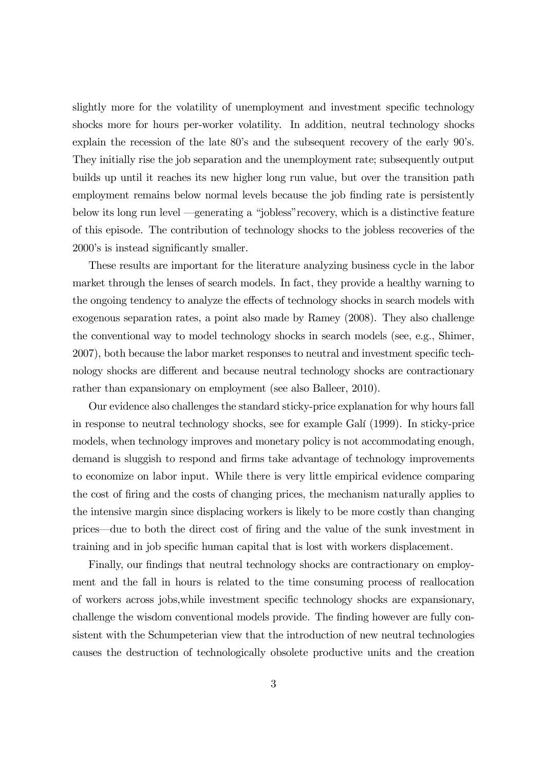slightly more for the volatility of unemployment and investment specific technology shocks more for hours per-worker volatility. In addition, neutral technology shocks explain the recession of the late 80's and the subsequent recovery of the early 90's. They initially rise the job separation and the unemployment rate; subsequently output builds up until it reaches its new higher long run value, but over the transition path employment remains below normal levels because the job finding rate is persistently below its long run level —generating a "jobless"recovery, which is a distinctive feature of this episode. The contribution of technology shocks to the jobless recoveries of the 2000's is instead significantly smaller.

These results are important for the literature analyzing business cycle in the labor market through the lenses of search models. In fact, they provide a healthy warning to the ongoing tendency to analyze the effects of technology shocks in search models with exogenous separation rates, a point also made by Ramey (2008). They also challenge the conventional way to model technology shocks in search models (see, e.g., Shimer, 2007), both because the labor market responses to neutral and investment specific technology shocks are different and because neutral technology shocks are contractionary rather than expansionary on employment (see also Balleer, 2010).

Our evidence also challenges the standard sticky-price explanation for why hours fall in response to neutral technology shocks, see for example Galí (1999). In sticky-price models, when technology improves and monetary policy is not accommodating enough, demand is sluggish to respond and firms take advantage of technology improvements to economize on labor input. While there is very little empirical evidence comparing the cost of firing and the costs of changing prices, the mechanism naturally applies to the intensive margin since displacing workers is likely to be more costly than changing prices—due to both the direct cost of firing and the value of the sunk investment in training and in job specific human capital that is lost with workers displacement.

Finally, our findings that neutral technology shocks are contractionary on employment and the fall in hours is related to the time consuming process of reallocation of workers across jobs,while investment specific technology shocks are expansionary, challenge the wisdom conventional models provide. The finding however are fully consistent with the Schumpeterian view that the introduction of new neutral technologies causes the destruction of technologically obsolete productive units and the creation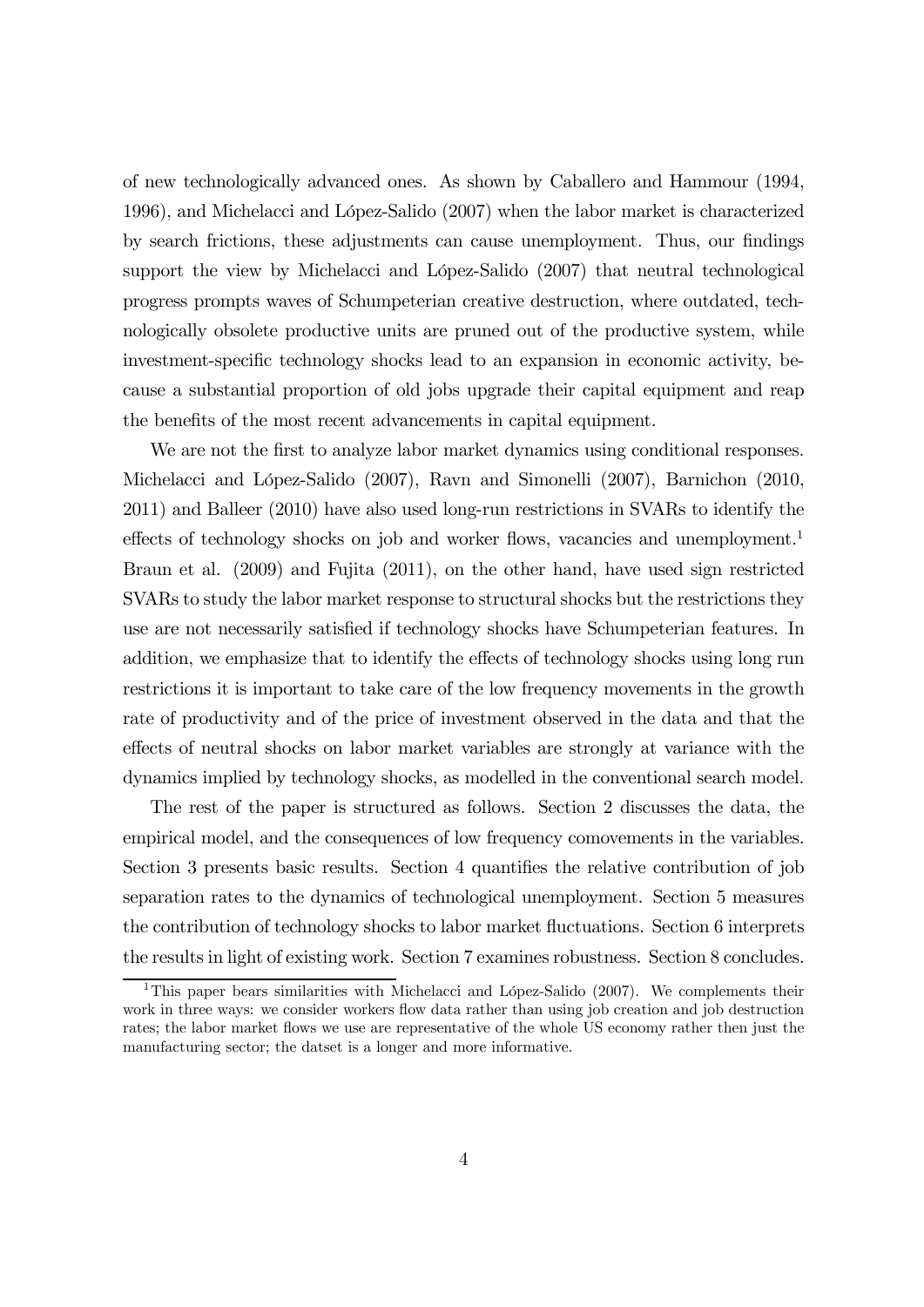of new technologically advanced ones. As shown by Caballero and Hammour (1994, 1996), and Michelacci and López-Salido (2007) when the labor market is characterized by search frictions, these adjustments can cause unemployment. Thus, our findings support the view by Michelacci and López-Salido (2007) that neutral technological progress prompts waves of Schumpeterian creative destruction, where outdated, technologically obsolete productive units are pruned out of the productive system, while investment-specific technology shocks lead to an expansion in economic activity, because a substantial proportion of old jobs upgrade their capital equipment and reap the benefits of the most recent advancements in capital equipment.

We are not the first to analyze labor market dynamics using conditional responses. Michelacci and López-Salido (2007), Ravn and Simonelli (2007), Barnichon (2010, 2011) and Balleer (2010) have also used long-run restrictions in SVARs to identify the effects of technology shocks on job and worker flows, vacancies and unemployment.[1] Braun et al. (2009) and Fujita (2011), on the other hand, have used sign restricted SVARs to study the labor market response to structural shocks but the restrictions they use are not necessarily satisfied if technology shocks have Schumpeterian features. In addition, we emphasize that to identify the effects of technology shocks using long run restrictions it is important to take care of the low frequency movements in the growth rate of productivity and of the price of investment observed in the data and that the effects of neutral shocks on labor market variables are strongly at variance with the dynamics implied by technology shocks, as modelled in the conventional search model.

The rest of the paper is structured as follows. Section 2 discusses the data, the empirical model, and the consequences of low frequency comovements in the variables. Section 3 presents basic results. Section 4 quantifies the relative contribution of job separation rates to the dynamics of technological unemployment. Section 5 measures the contribution of technology shocks to labor market fluctuations. Section 6 interprets the results in light of existing work. Section 7 examines robustness. Section 8 concludes.

[1] This paper bears similarities with Michelacci and López-Salido (2007). We complements their work in three ways: we consider workers flow data rather than using job creation and job destruction rates; the labor market flows we use are representative of the whole US economy rather then just the manufacturing sector; the datset is a longer and more informative.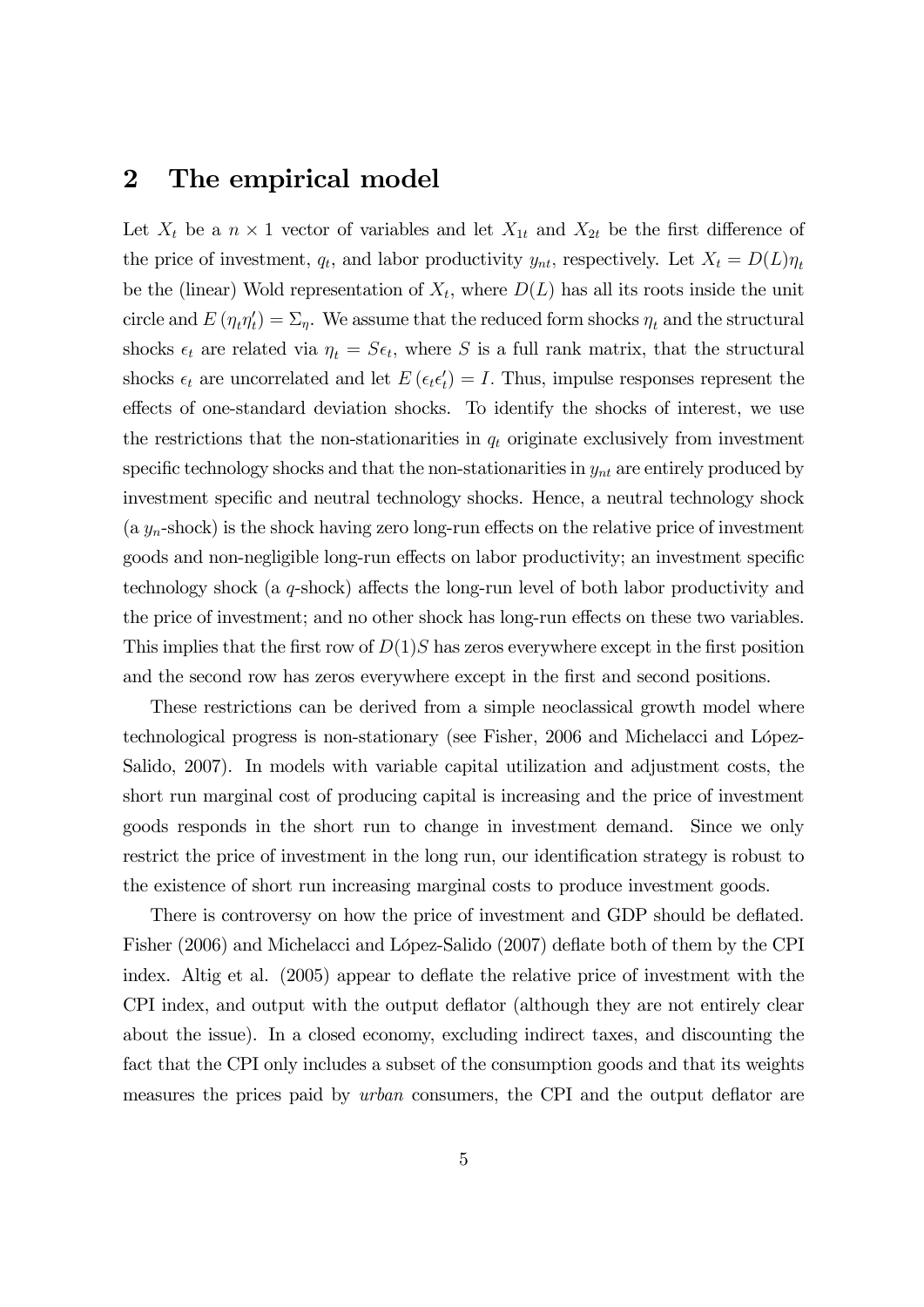## 2 The empirical model

Let $X_t$ be a $n \times 1$ vector of variables and let $X_{1t}$ and $X_{2t}$ be the first difference of the price of investment, $q_t$, and labor productivity $y_{nt}$, respectively. Let $X_t = D(L)\eta_t$ be the (linear) Wold representation of $X_t$, where $D(L)$ has all its roots inside the unit circle and $E(\eta_t \eta_t') = \Sigma_\eta$. We assume that the reduced form shocks $\eta_t$ and the structural shocks $\epsilon_t$ are related via $\eta_t = S\epsilon_t$, where $S$ is a full rank matrix, that the structural shocks $\epsilon_t$ are uncorrelated and let $E(\epsilon_t \epsilon_t') = I$. Thus, impulse responses represent the effects of one-standard deviation shocks. To identify the shocks of interest, we use the restrictions that the non-stationarities in $q_t$ originate exclusively from investment specific technology shocks and that the non-stationarities in $y_{nt}$ are entirely produced by investment specific and neutral technology shocks. Hence, a neutral technology shock (a $y_n$-shock) is the shock having zero long-run effects on the relative price of investment goods and non-negligible long-run effects on labor productivity; an investment specific technology shock (a $q$-shock) affects the long-run level of both labor productivity and the price of investment; and no other shock has long-run effects on these two variables. This implies that the first row of $D(1)S$ has zeros everywhere except in the first position and the second row has zeros everywhere except in the first and second positions.

These restrictions can be derived from a simple neoclassical growth model where technological progress is non-stationary (see Fisher, 2006 and Michelacci and López-Salido, 2007). In models with variable capital utilization and adjustment costs, the short run marginal cost of producing capital is increasing and the price of investment goods responds in the short run to change in investment demand. Since we only restrict the price of investment in the long run, our identification strategy is robust to the existence of short run increasing marginal costs to produce investment goods.

There is controversy on how the price of investment and GDP should be deflated. Fisher (2006) and Michelacci and López-Salido (2007) deflate both of them by the CPI index. Altig et al. (2005) appear to deflate the relative price of investment with the CPI index, and output with the output deflator (although they are not entirely clear about the issue). In a closed economy, excluding indirect taxes, and discounting the fact that the CPI only includes a subset of the consumption goods and that its weights measures the prices paid by *urban* consumers, the CPI and the output deflator are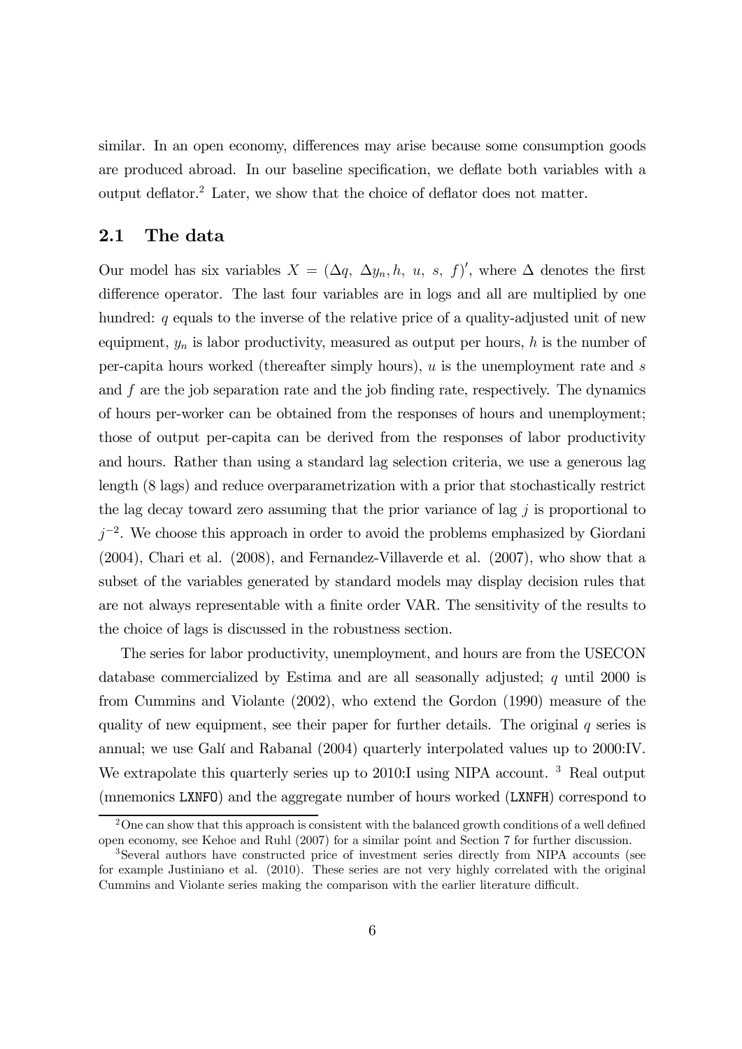similar. In an open economy, differences may arise because some consumption goods are produced abroad. In our baseline specification, we deflate both variables with a output deflator.[2] Later, we show that the choice of deflator does not matter.

## 2.1 The data

Our model has six variables $X = (\Delta q,\ \Delta y_n, h,\ u,\ s,\ f)'$, where $\Delta$ denotes the first difference operator. The last four variables are in logs and all are multiplied by one hundred: $q$ equals to the inverse of the relative price of a quality-adjusted unit of new equipment, $y_n$ is labor productivity, measured as output per hours, $h$ is the number of per-capita hours worked (thereafter simply hours), $u$ is the unemployment rate and $s$ and $f$ are the job separation rate and the job finding rate, respectively. The dynamics of hours per-worker can be obtained from the responses of hours and unemployment; those of output per-capita can be derived from the responses of labor productivity and hours. Rather than using a standard lag selection criteria, we use a generous lag length (8 lags) and reduce overparametrization with a prior that stochastically restrict the lag decay toward zero assuming that the prior variance of lag $j$ is proportional to $j^{-2}$. We choose this approach in order to avoid the problems emphasized by Giordani (2004), Chari et al. (2008), and Fernandez-Villaverde et al. (2007), who show that a subset of the variables generated by standard models may display decision rules that are not always representable with a finite order VAR. The sensitivity of the results to the choice of lags is discussed in the robustness section.

The series for labor productivity, unemployment, and hours are from the USECON database commercialized by Estima and are all seasonally adjusted; $q$ until 2000 is from Cummins and Violante (2002), who extend the Gordon (1990) measure of the quality of new equipment, see their paper for further details. The original $q$ series is annual; we use Galí and Rabanal (2004) quarterly interpolated values up to 2000:IV. We extrapolate this quarterly series up to 2010:I using NIPA account. [3] Real output (mnemonics `LXNFO`) and the aggregate number of hours worked (`LXNFH`) correspond to

[2] One can show that this approach is consistent with the balanced growth conditions of a well defined open economy, see Kehoe and Ruhl (2007) for a similar point and Section 7 for further discussion.

[3] Several authors have constructed price of investment series directly from NIPA accounts (see for example Justiniano et al. (2010). These series are not very highly correlated with the original Cummins and Violante series making the comparison with the earlier literature difficult.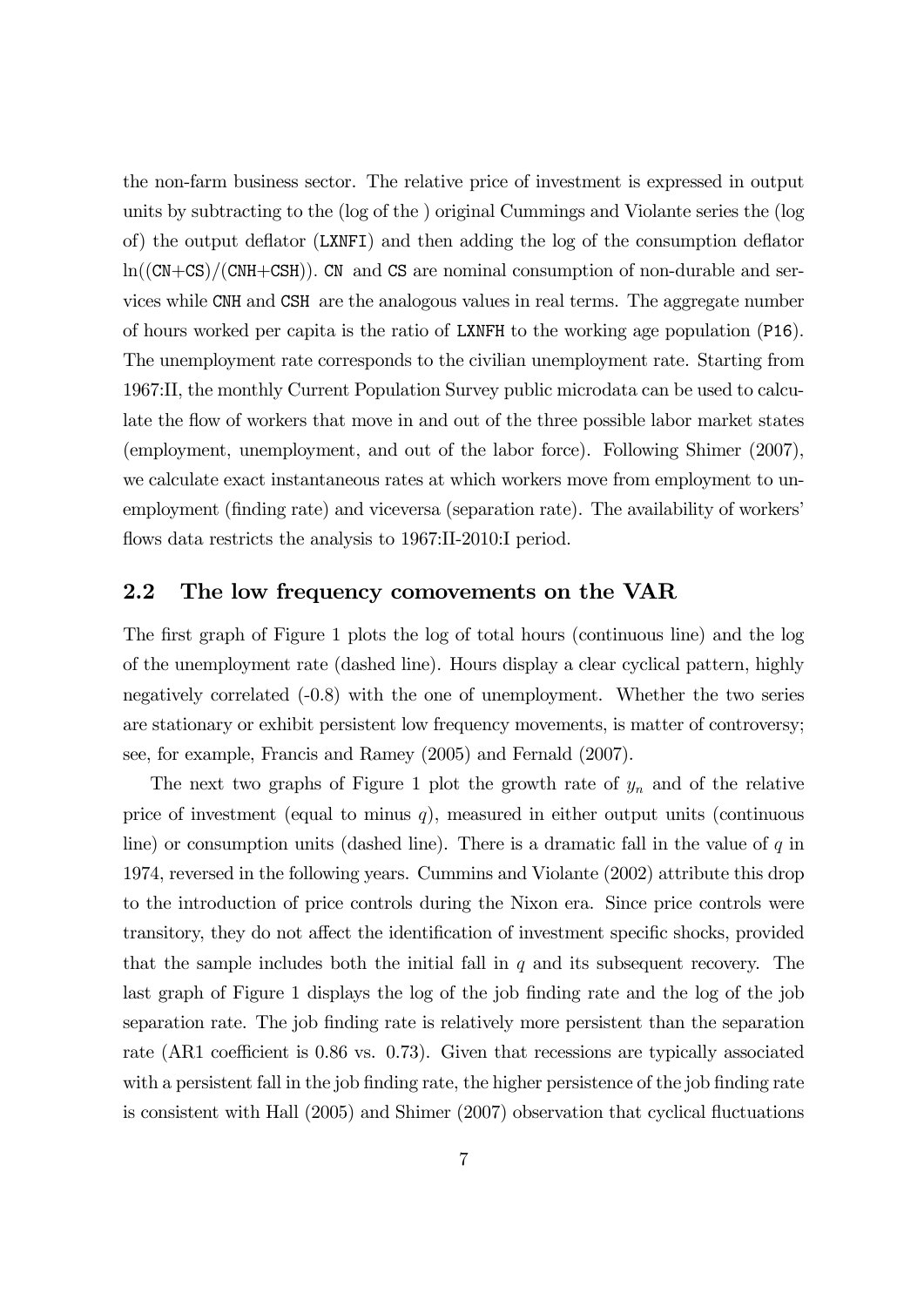the non-farm business sector. The relative price of investment is expressed in output units by subtracting to the (log of the ) original Cummings and Violante series the (log of) the output deflator (LXNFI) and then adding the log of the consumption deflator ln((CN+CS)/(CNH+CSH)). CN and CS are nominal consumption of non-durable and services while CNH and CSH are the analogous values in real terms. The aggregate number of hours worked per capita is the ratio of LXNFH to the working age population (P16). The unemployment rate corresponds to the civilian unemployment rate. Starting from 1967:II, the monthly Current Population Survey public microdata can be used to calculate the flow of workers that move in and out of the three possible labor market states (employment, unemployment, and out of the labor force). Following Shimer (2007), we calculate exact instantaneous rates at which workers move from employment to unemployment (finding rate) and viceversa (separation rate). The availability of workers' flows data restricts the analysis to 1967:II-2010:I period.

## 2.2 The low frequency comovements on the VAR

The first graph of Figure 1 plots the log of total hours (continuous line) and the log of the unemployment rate (dashed line). Hours display a clear cyclical pattern, highly negatively correlated (-0.8) with the one of unemployment. Whether the two series are stationary or exhibit persistent low frequency movements, is matter of controversy; see, for example, Francis and Ramey (2005) and Fernald (2007).

The next two graphs of Figure 1 plot the growth rate of $y_n$ and of the relative price of investment (equal to minus $q$), measured in either output units (continuous line) or consumption units (dashed line). There is a dramatic fall in the value of $q$ in 1974, reversed in the following years. Cummins and Violante (2002) attribute this drop to the introduction of price controls during the Nixon era. Since price controls were transitory, they do not affect the identification of investment specific shocks, provided that the sample includes both the initial fall in $q$ and its subsequent recovery. The last graph of Figure 1 displays the log of the job finding rate and the log of the job separation rate. The job finding rate is relatively more persistent than the separation rate (AR1 coefficient is 0.86 vs. 0.73). Given that recessions are typically associated with a persistent fall in the job finding rate, the higher persistence of the job finding rate is consistent with Hall (2005) and Shimer (2007) observation that cyclical fluctuations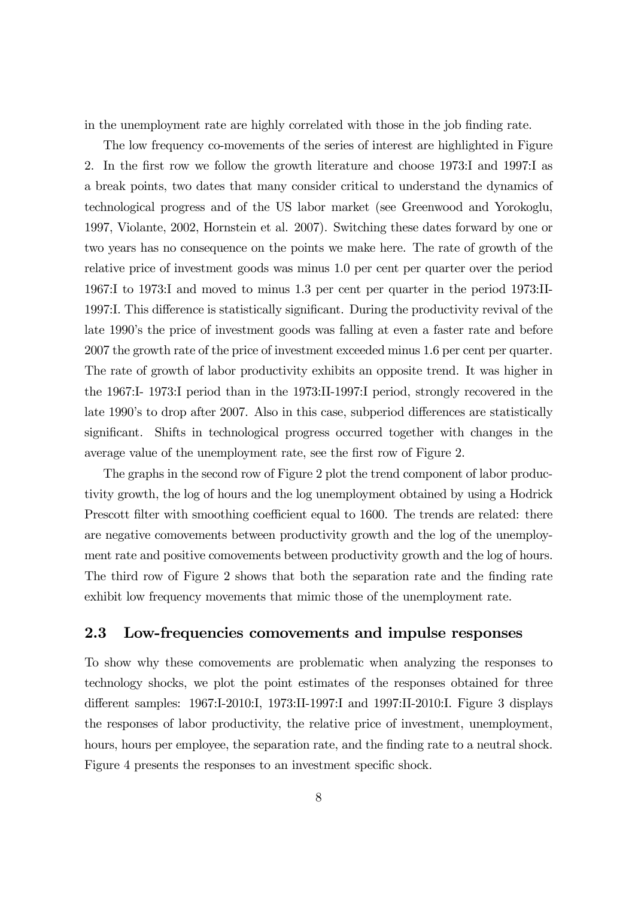in the unemployment rate are highly correlated with those in the job finding rate.

The low frequency co-movements of the series of interest are highlighted in Figure 2. In the first row we follow the growth literature and choose 1973:I and 1997:I as a break points, two dates that many consider critical to understand the dynamics of technological progress and of the US labor market (see Greenwood and Yorokoglu, 1997, Violante, 2002, Hornstein et al. 2007). Switching these dates forward by one or two years has no consequence on the points we make here. The rate of growth of the relative price of investment goods was minus 1.0 per cent per quarter over the period 1967:I to 1973:I and moved to minus 1.3 per cent per quarter in the period 1973:II-1997:I. This difference is statistically significant. During the productivity revival of the late 1990's the price of investment goods was falling at even a faster rate and before 2007 the growth rate of the price of investment exceeded minus 1.6 per cent per quarter. The rate of growth of labor productivity exhibits an opposite trend. It was higher in the 1967:I- 1973:I period than in the 1973:II-1997:I period, strongly recovered in the late 1990's to drop after 2007. Also in this case, subperiod differences are statistically significant. Shifts in technological progress occurred together with changes in the average value of the unemployment rate, see the first row of Figure 2.

The graphs in the second row of Figure 2 plot the trend component of labor productivity growth, the log of hours and the log unemployment obtained by using a Hodrick Prescott filter with smoothing coefficient equal to 1600. The trends are related: there are negative comovements between productivity growth and the log of the unemployment rate and positive comovements between productivity growth and the log of hours. The third row of Figure 2 shows that both the separation rate and the finding rate exhibit low frequency movements that mimic those of the unemployment rate.

## 2.3 Low-frequencies comovements and impulse responses

To show why these comovements are problematic when analyzing the responses to technology shocks, we plot the point estimates of the responses obtained for three different samples: 1967:I-2010:I, 1973:II-1997:I and 1997:II-2010:I. Figure 3 displays the responses of labor productivity, the relative price of investment, unemployment, hours, hours per employee, the separation rate, and the finding rate to a neutral shock. Figure 4 presents the responses to an investment specific shock.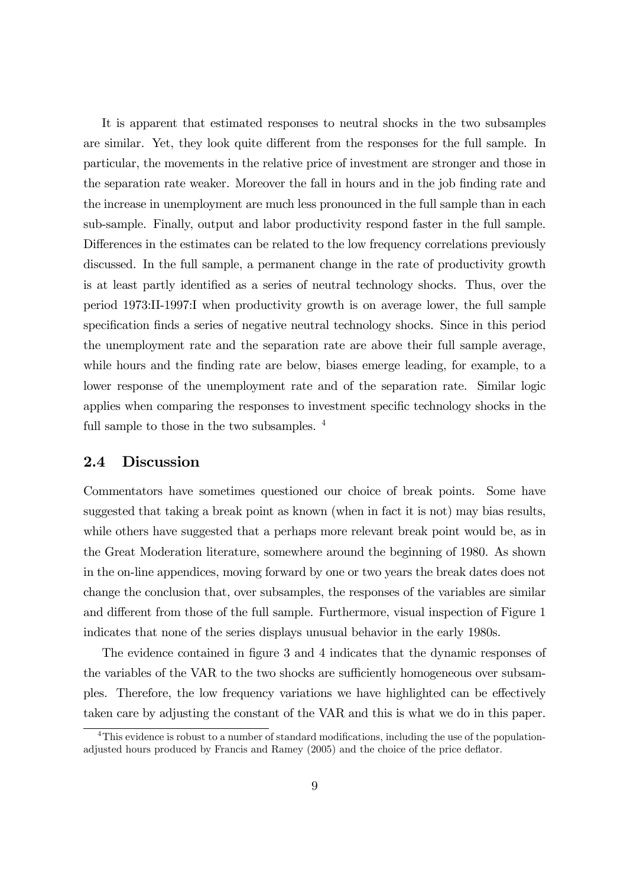It is apparent that estimated responses to neutral shocks in the two subsamples are similar. Yet, they look quite different from the responses for the full sample. In particular, the movements in the relative price of investment are stronger and those in the separation rate weaker. Moreover the fall in hours and in the job finding rate and the increase in unemployment are much less pronounced in the full sample than in each sub-sample. Finally, output and labor productivity respond faster in the full sample. Differences in the estimates can be related to the low frequency correlations previously discussed. In the full sample, a permanent change in the rate of productivity growth is at least partly identified as a series of neutral technology shocks. Thus, over the period 1973:II-1997:I when productivity growth is on average lower, the full sample specification finds a series of negative neutral technology shocks. Since in this period the unemployment rate and the separation rate are above their full sample average, while hours and the finding rate are below, biases emerge leading, for example, to a lower response of the unemployment rate and of the separation rate. Similar logic applies when comparing the responses to investment specific technology shocks in the full sample to those in the two subsamples. [4]

## 2.4 Discussion

Commentators have sometimes questioned our choice of break points. Some have suggested that taking a break point as known (when in fact it is not) may bias results, while others have suggested that a perhaps more relevant break point would be, as in the Great Moderation literature, somewhere around the beginning of 1980. As shown in the on-line appendices, moving forward by one or two years the break dates does not change the conclusion that, over subsamples, the responses of the variables are similar and different from those of the full sample. Furthermore, visual inspection of Figure 1 indicates that none of the series displays unusual behavior in the early 1980s.

The evidence contained in figure 3 and 4 indicates that the dynamic responses of the variables of the VAR to the two shocks are sufficiently homogeneous over subsamples. Therefore, the low frequency variations we have highlighted can be effectively taken care by adjusting the constant of the VAR and this is what we do in this paper.

[4] This evidence is robust to a number of standard modifications, including the use of the population-adjusted hours produced by Francis and Ramey (2005) and the choice of the price deflator.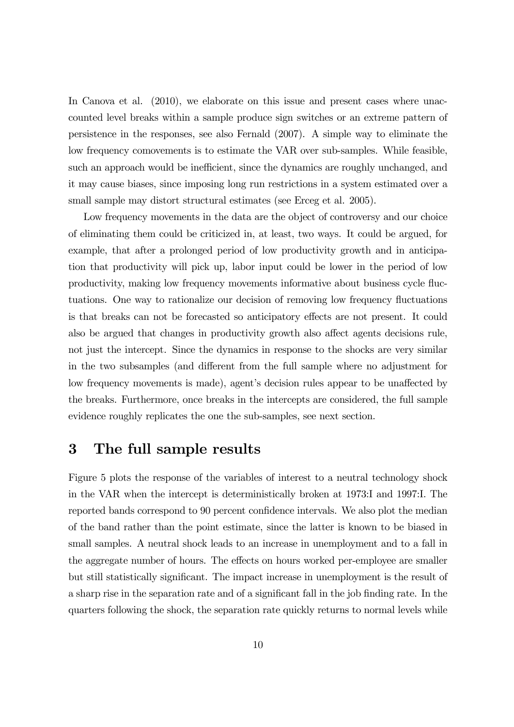In Canova et al. (2010), we elaborate on this issue and present cases where unaccounted level breaks within a sample produce sign switches or an extreme pattern of persistence in the responses, see also Fernald (2007). A simple way to eliminate the low frequency comovements is to estimate the VAR over sub-samples. While feasible, such an approach would be inefficient, since the dynamics are roughly unchanged, and it may cause biases, since imposing long run restrictions in a system estimated over a small sample may distort structural estimates (see Erceg et al. 2005).

Low frequency movements in the data are the object of controversy and our choice of eliminating them could be criticized in, at least, two ways. It could be argued, for example, that after a prolonged period of low productivity growth and in anticipation that productivity will pick up, labor input could be lower in the period of low productivity, making low frequency movements informative about business cycle fluctuations. One way to rationalize our decision of removing low frequency fluctuations is that breaks can not be forecasted so anticipatory effects are not present. It could also be argued that changes in productivity growth also affect agents decisions rule, not just the intercept. Since the dynamics in response to the shocks are very similar in the two subsamples (and different from the full sample where no adjustment for low frequency movements is made), agent's decision rules appear to be unaffected by the breaks. Furthermore, once breaks in the intercepts are considered, the full sample evidence roughly replicates the one the sub-samples, see next section.

## 3 The full sample results

Figure 5 plots the response of the variables of interest to a neutral technology shock in the VAR when the intercept is deterministically broken at 1973:I and 1997:I. The reported bands correspond to 90 percent confidence intervals. We also plot the median of the band rather than the point estimate, since the latter is known to be biased in small samples. A neutral shock leads to an increase in unemployment and to a fall in the aggregate number of hours. The effects on hours worked per-employee are smaller but still statistically significant. The impact increase in unemployment is the result of a sharp rise in the separation rate and of a significant fall in the job finding rate. In the quarters following the shock, the separation rate quickly returns to normal levels while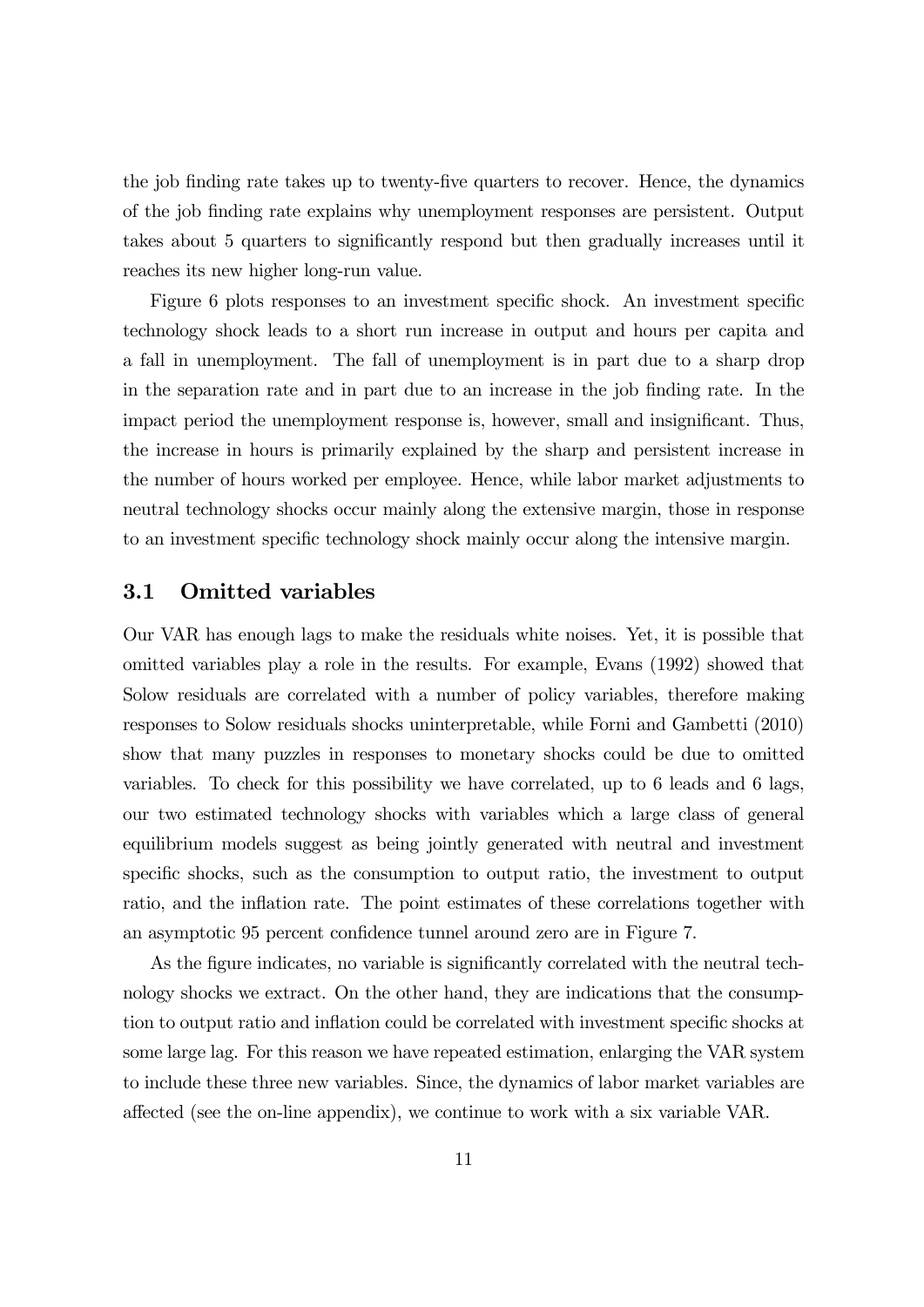the job finding rate takes up to twenty-five quarters to recover. Hence, the dynamics of the job finding rate explains why unemployment responses are persistent. Output takes about 5 quarters to significantly respond but then gradually increases until it reaches its new higher long-run value.

Figure 6 plots responses to an investment specific shock. An investment specific technology shock leads to a short run increase in output and hours per capita and a fall in unemployment. The fall of unemployment is in part due to a sharp drop in the separation rate and in part due to an increase in the job finding rate. In the impact period the unemployment response is, however, small and insignificant. Thus, the increase in hours is primarily explained by the sharp and persistent increase in the number of hours worked per employee. Hence, while labor market adjustments to neutral technology shocks occur mainly along the extensive margin, those in response to an investment specific technology shock mainly occur along the intensive margin.

## 3.1 Omitted variables

Our VAR has enough lags to make the residuals white noises. Yet, it is possible that omitted variables play a role in the results. For example, Evans (1992) showed that Solow residuals are correlated with a number of policy variables, therefore making responses to Solow residuals shocks uninterpretable, while Forni and Gambetti (2010) show that many puzzles in responses to monetary shocks could be due to omitted variables. To check for this possibility we have correlated, up to 6 leads and 6 lags, our two estimated technology shocks with variables which a large class of general equilibrium models suggest as being jointly generated with neutral and investment specific shocks, such as the consumption to output ratio, the investment to output ratio, and the inflation rate. The point estimates of these correlations together with an asymptotic 95 percent confidence tunnel around zero are in Figure 7.

As the figure indicates, no variable is significantly correlated with the neutral technology shocks we extract. On the other hand, they are indications that the consumption to output ratio and inflation could be correlated with investment specific shocks at some large lag. For this reason we have repeated estimation, enlarging the VAR system to include these three new variables. Since, the dynamics of labor market variables are affected (see the on-line appendix), we continue to work with a six variable VAR.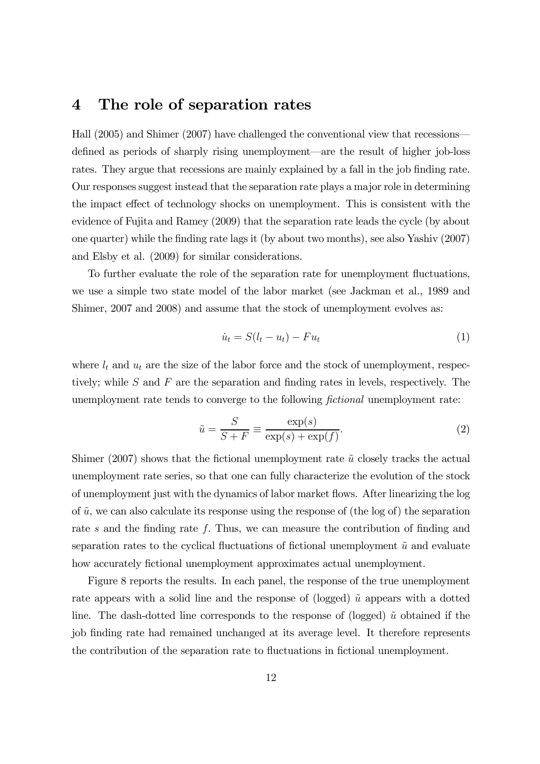## 4 The role of separation rates

Hall (2005) and Shimer (2007) have challenged the conventional view that recessions—defined as periods of sharply rising unemployment—are the result of higher job-loss rates. They argue that recessions are mainly explained by a fall in the job finding rate. Our responses suggest instead that the separation rate plays a major role in determining the impact effect of technology shocks on unemployment. This is consistent with the evidence of Fujita and Ramey (2009) that the separation rate leads the cycle (by about one quarter) while the finding rate lags it (by about two months), see also Yashiv (2007) and Elsby et al. (2009) for similar considerations.

To further evaluate the role of the separation rate for unemployment fluctuations, we use a simple two state model of the labor market (see Jackman et al., 1989 and Shimer, 2007 and 2008) and assume that the stock of unemployment evolves as:

$$\dot{u}_t = S(l_t - u_t) - Fu_t \tag{1}$$

where $l_t$ and $u_t$ are the size of the labor force and the stock of unemployment, respectively; while $S$ and $F$ are the separation and finding rates in levels, respectively. The unemployment rate tends to converge to the following *fictional* unemployment rate:

$$\tilde{u} = \frac{S}{S+F} \equiv \frac{\exp(s)}{\exp(s)+\exp(f)}. \tag{2}$$

Shimer (2007) shows that the fictional unemployment rate $\tilde{u}$ closely tracks the actual unemployment rate series, so that one can fully characterize the evolution of the stock of unemployment just with the dynamics of labor market flows. After linearizing the log of $\tilde{u}$, we can also calculate its response using the response of (the log of) the separation rate $s$ and the finding rate $f$. Thus, we can measure the contribution of finding and separation rates to the cyclical fluctuations of fictional unemployment $\tilde{u}$ and evaluate how accurately fictional unemployment approximates actual unemployment.

Figure 8 reports the results. In each panel, the response of the true unemployment rate appears with a solid line and the response of (logged) $\tilde{u}$ appears with a dotted line. The dash-dotted line corresponds to the response of (logged) $\tilde{u}$ obtained if the job finding rate had remained unchanged at its average level. It therefore represents the contribution of the separation rate to fluctuations in fictional unemployment.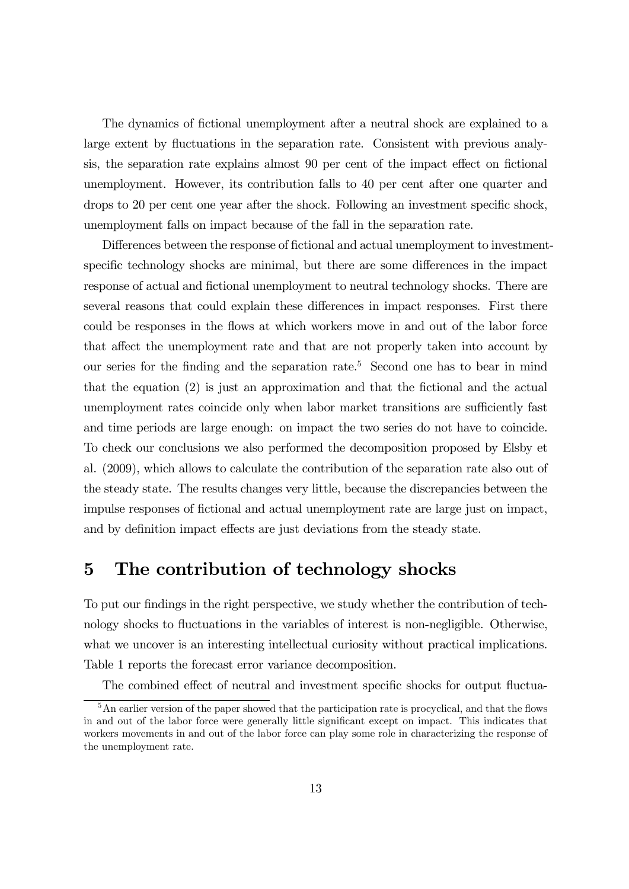The dynamics of fictional unemployment after a neutral shock are explained to a large extent by fluctuations in the separation rate. Consistent with previous analysis, the separation rate explains almost 90 per cent of the impact effect on fictional unemployment. However, its contribution falls to 40 per cent after one quarter and drops to 20 per cent one year after the shock. Following an investment specific shock, unemployment falls on impact because of the fall in the separation rate.

Differences between the response of fictional and actual unemployment to investment-specific technology shocks are minimal, but there are some differences in the impact response of actual and fictional unemployment to neutral technology shocks. There are several reasons that could explain these differences in impact responses. First there could be responses in the flows at which workers move in and out of the labor force that affect the unemployment rate and that are not properly taken into account by our series for the finding and the separation rate.[5] Second one has to bear in mind that the equation (2) is just an approximation and that the fictional and the actual unemployment rates coincide only when labor market transitions are sufficiently fast and time periods are large enough: on impact the two series do not have to coincide. To check our conclusions we also performed the decomposition proposed by Elsby et al. (2009), which allows to calculate the contribution of the separation rate also out of the steady state. The results changes very little, because the discrepancies between the impulse responses of fictional and actual unemployment rate are large just on impact, and by definition impact effects are just deviations from the steady state.

## 5 The contribution of technology shocks

To put our findings in the right perspective, we study whether the contribution of technology shocks to fluctuations in the variables of interest is non-negligible. Otherwise, what we uncover is an interesting intellectual curiosity without practical implications. Table 1 reports the forecast error variance decomposition.

The combined effect of neutral and investment specific shocks for output fluctua-

[5] An earlier version of the paper showed that the participation rate is procyclical, and that the flows in and out of the labor force were generally little significant except on impact. This indicates that workers movements in and out of the labor force can play some role in characterizing the response of the unemployment rate.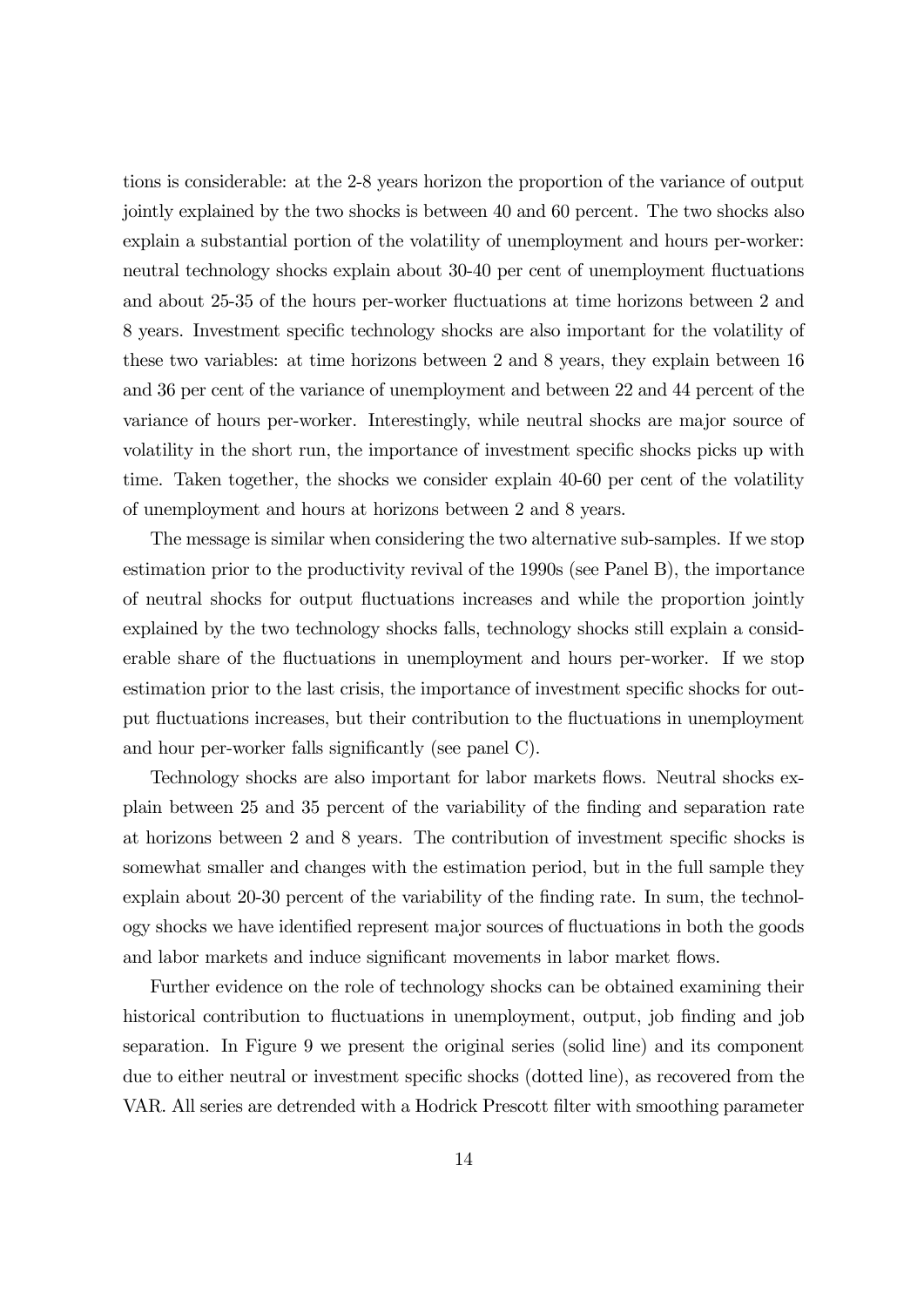tions is considerable: at the 2-8 years horizon the proportion of the variance of output jointly explained by the two shocks is between 40 and 60 percent. The two shocks also explain a substantial portion of the volatility of unemployment and hours per-worker: neutral technology shocks explain about 30-40 per cent of unemployment fluctuations and about 25-35 of the hours per-worker fluctuations at time horizons between 2 and 8 years. Investment specific technology shocks are also important for the volatility of these two variables: at time horizons between 2 and 8 years, they explain between 16 and 36 per cent of the variance of unemployment and between 22 and 44 percent of the variance of hours per-worker. Interestingly, while neutral shocks are major source of volatility in the short run, the importance of investment specific shocks picks up with time. Taken together, the shocks we consider explain 40-60 per cent of the volatility of unemployment and hours at horizons between 2 and 8 years.

The message is similar when considering the two alternative sub-samples. If we stop estimation prior to the productivity revival of the 1990s (see Panel B), the importance of neutral shocks for output fluctuations increases and while the proportion jointly explained by the two technology shocks falls, technology shocks still explain a considerable share of the fluctuations in unemployment and hours per-worker. If we stop estimation prior to the last crisis, the importance of investment specific shocks for output fluctuations increases, but their contribution to the fluctuations in unemployment and hour per-worker falls significantly (see panel C).

Technology shocks are also important for labor markets flows. Neutral shocks explain between 25 and 35 percent of the variability of the finding and separation rate at horizons between 2 and 8 years. The contribution of investment specific shocks is somewhat smaller and changes with the estimation period, but in the full sample they explain about 20-30 percent of the variability of the finding rate. In sum, the technology shocks we have identified represent major sources of fluctuations in both the goods and labor markets and induce significant movements in labor market flows.

Further evidence on the role of technology shocks can be obtained examining their historical contribution to fluctuations in unemployment, output, job finding and job separation. In Figure 9 we present the original series (solid line) and its component due to either neutral or investment specific shocks (dotted line), as recovered from the VAR. All series are detrended with a Hodrick Prescott filter with smoothing parameter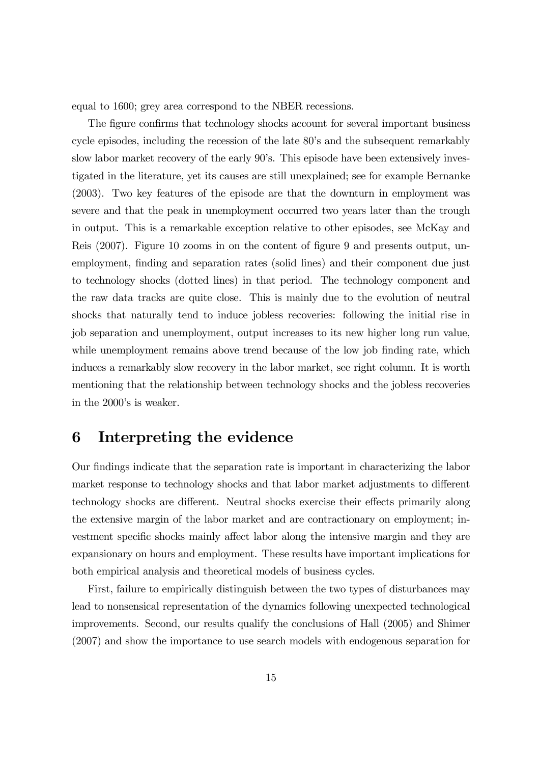equal to 1600; grey area correspond to the NBER recessions.

The figure confirms that technology shocks account for several important business cycle episodes, including the recession of the late 80's and the subsequent remarkably slow labor market recovery of the early 90's. This episode have been extensively investigated in the literature, yet its causes are still unexplained; see for example Bernanke (2003). Two key features of the episode are that the downturn in employment was severe and that the peak in unemployment occurred two years later than the trough in output. This is a remarkable exception relative to other episodes, see McKay and Reis (2007). Figure 10 zooms in on the content of figure 9 and presents output, unemployment, finding and separation rates (solid lines) and their component due just to technology shocks (dotted lines) in that period. The technology component and the raw data tracks are quite close. This is mainly due to the evolution of neutral shocks that naturally tend to induce jobless recoveries: following the initial rise in job separation and unemployment, output increases to its new higher long run value, while unemployment remains above trend because of the low job finding rate, which induces a remarkably slow recovery in the labor market, see right column. It is worth mentioning that the relationship between technology shocks and the jobless recoveries in the 2000's is weaker.

# 6 Interpreting the evidence

Our findings indicate that the separation rate is important in characterizing the labor market response to technology shocks and that labor market adjustments to different technology shocks are different. Neutral shocks exercise their effects primarily along the extensive margin of the labor market and are contractionary on employment; investment specific shocks mainly affect labor along the intensive margin and they are expansionary on hours and employment. These results have important implications for both empirical analysis and theoretical models of business cycles.

First, failure to empirically distinguish between the two types of disturbances may lead to nonsensical representation of the dynamics following unexpected technological improvements. Second, our results qualify the conclusions of Hall (2005) and Shimer (2007) and show the importance to use search models with endogenous separation for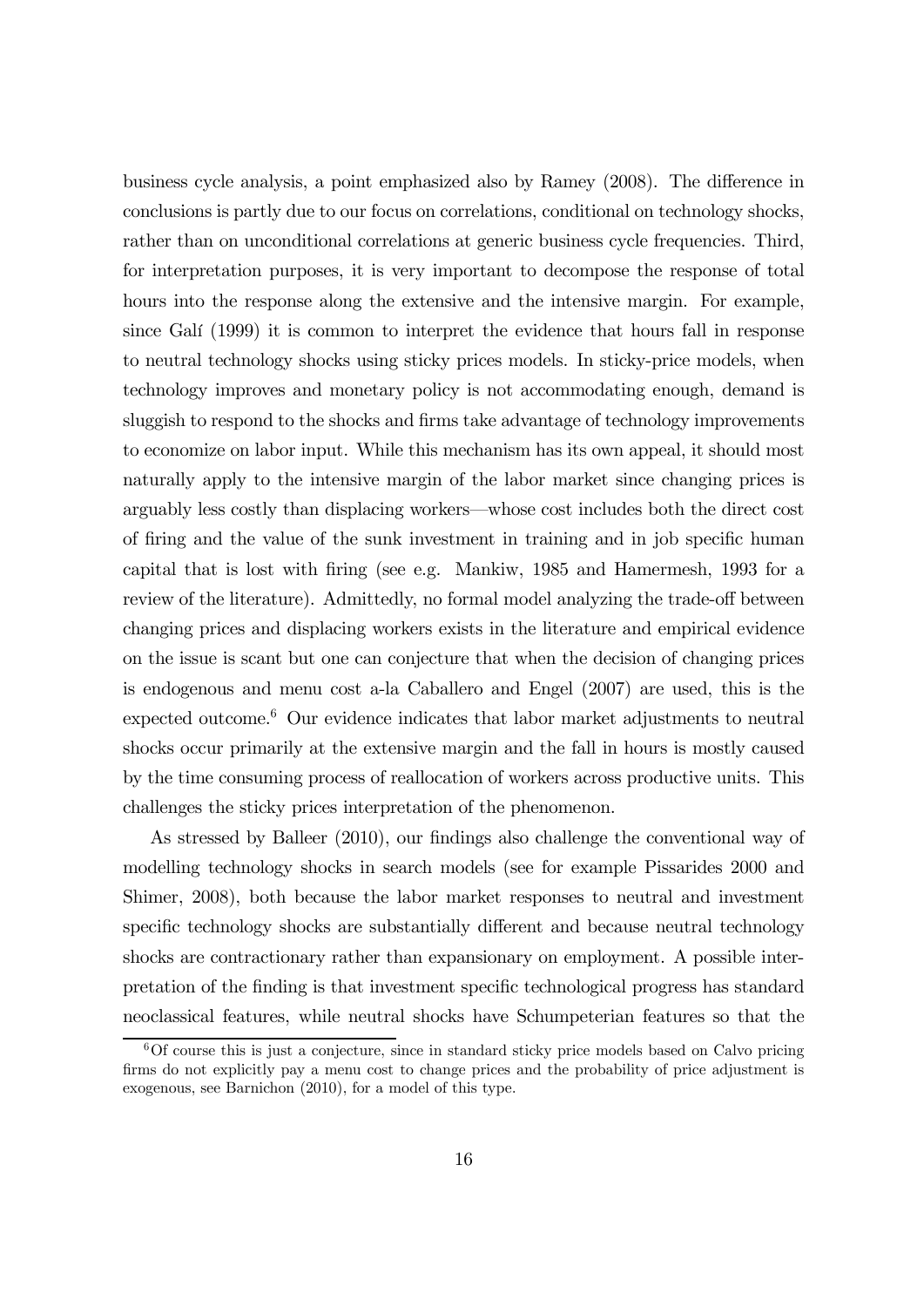business cycle analysis, a point emphasized also by Ramey (2008). The difference in conclusions is partly due to our focus on correlations, conditional on technology shocks, rather than on unconditional correlations at generic business cycle frequencies. Third, for interpretation purposes, it is very important to decompose the response of total hours into the response along the extensive and the intensive margin. For example, since Galí (1999) it is common to interpret the evidence that hours fall in response to neutral technology shocks using sticky prices models. In sticky-price models, when technology improves and monetary policy is not accommodating enough, demand is sluggish to respond to the shocks and firms take advantage of technology improvements to economize on labor input. While this mechanism has its own appeal, it should most naturally apply to the intensive margin of the labor market since changing prices is arguably less costly than displacing workers—whose cost includes both the direct cost of firing and the value of the sunk investment in training and in job specific human capital that is lost with firing (see e.g. Mankiw, 1985 and Hamermesh, 1993 for a review of the literature). Admittedly, no formal model analyzing the trade-off between changing prices and displacing workers exists in the literature and empirical evidence on the issue is scant but one can conjecture that when the decision of changing prices is endogenous and menu cost a-la Caballero and Engel (2007) are used, this is the expected outcome.[6] Our evidence indicates that labor market adjustments to neutral shocks occur primarily at the extensive margin and the fall in hours is mostly caused by the time consuming process of reallocation of workers across productive units. This challenges the sticky prices interpretation of the phenomenon.

As stressed by Balleer (2010), our findings also challenge the conventional way of modelling technology shocks in search models (see for example Pissarides 2000 and Shimer, 2008), both because the labor market responses to neutral and investment specific technology shocks are substantially different and because neutral technology shocks are contractionary rather than expansionary on employment. A possible interpretation of the finding is that investment specific technological progress has standard neoclassical features, while neutral shocks have Schumpeterian features so that the

[6] Of course this is just a conjecture, since in standard sticky price models based on Calvo pricing firms do not explicitly pay a menu cost to change prices and the probability of price adjustment is exogenous, see Barnichon (2010), for a model of this type.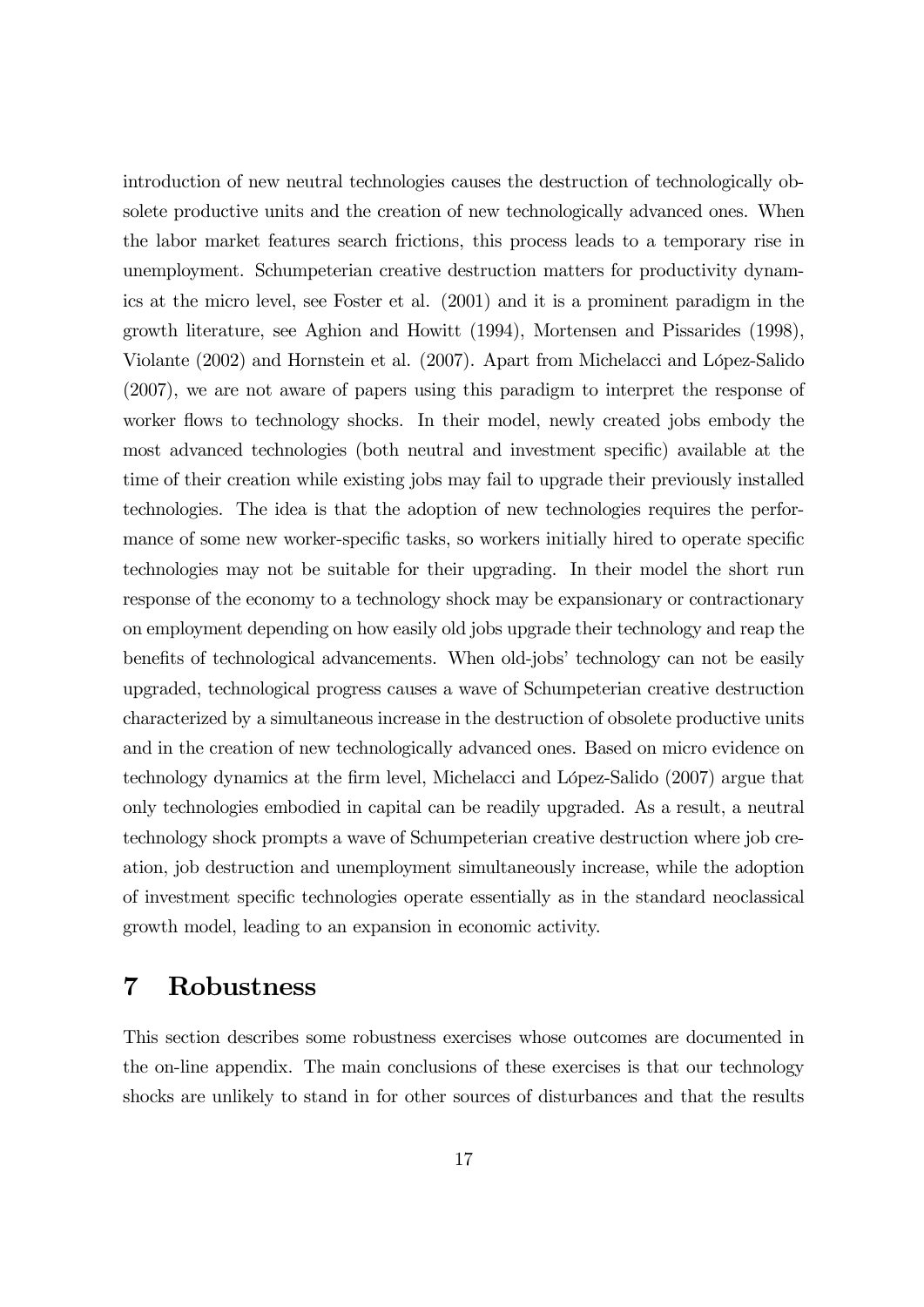introduction of new neutral technologies causes the destruction of technologically obsolete productive units and the creation of new technologically advanced ones. When the labor market features search frictions, this process leads to a temporary rise in unemployment. Schumpeterian creative destruction matters for productivity dynamics at the micro level, see Foster et al. (2001) and it is a prominent paradigm in the growth literature, see Aghion and Howitt (1994), Mortensen and Pissarides (1998), Violante (2002) and Hornstein et al. (2007). Apart from Michelacci and López-Salido (2007), we are not aware of papers using this paradigm to interpret the response of worker flows to technology shocks. In their model, newly created jobs embody the most advanced technologies (both neutral and investment specific) available at the time of their creation while existing jobs may fail to upgrade their previously installed technologies. The idea is that the adoption of new technologies requires the performance of some new worker-specific tasks, so workers initially hired to operate specific technologies may not be suitable for their upgrading. In their model the short run response of the economy to a technology shock may be expansionary or contractionary on employment depending on how easily old jobs upgrade their technology and reap the benefits of technological advancements. When old-jobs' technology can not be easily upgraded, technological progress causes a wave of Schumpeterian creative destruction characterized by a simultaneous increase in the destruction of obsolete productive units and in the creation of new technologically advanced ones. Based on micro evidence on technology dynamics at the firm level, Michelacci and López-Salido (2007) argue that only technologies embodied in capital can be readily upgraded. As a result, a neutral technology shock prompts a wave of Schumpeterian creative destruction where job creation, job destruction and unemployment simultaneously increase, while the adoption of investment specific technologies operate essentially as in the standard neoclassical growth model, leading to an expansion in economic activity.

# 7 Robustness

This section describes some robustness exercises whose outcomes are documented in the on-line appendix. The main conclusions of these exercises is that our technology shocks are unlikely to stand in for other sources of disturbances and that the results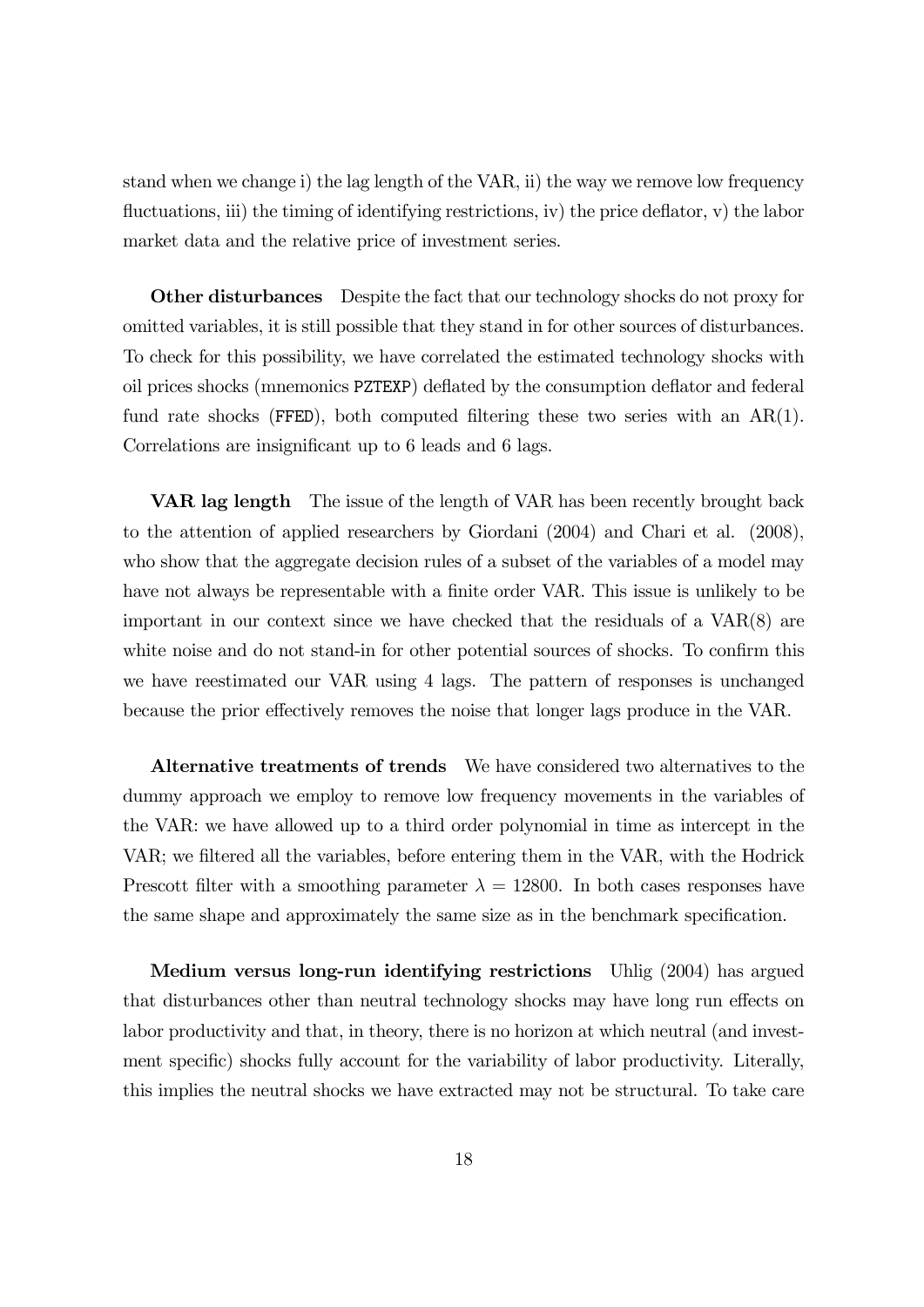stand when we change i) the lag length of the VAR, ii) the way we remove low frequency fluctuations, iii) the timing of identifying restrictions, iv) the price deflator, v) the labor market data and the relative price of investment series.

**Other disturbances** Despite the fact that our technology shocks do not proxy for omitted variables, it is still possible that they stand in for other sources of disturbances. To check for this possibility, we have correlated the estimated technology shocks with oil prices shocks (mnemonics `PZTEXP`) deflated by the consumption deflator and federal fund rate shocks (`FFED`), both computed filtering these two series with an AR(1). Correlations are insignificant up to 6 leads and 6 lags.

**VAR lag length** The issue of the length of VAR has been recently brought back to the attention of applied researchers by Giordani (2004) and Chari et al. (2008), who show that the aggregate decision rules of a subset of the variables of a model may have not always be representable with a finite order VAR. This issue is unlikely to be important in our context since we have checked that the residuals of a VAR(8) are white noise and do not stand-in for other potential sources of shocks. To confirm this we have reestimated our VAR using 4 lags. The pattern of responses is unchanged because the prior effectively removes the noise that longer lags produce in the VAR.

**Alternative treatments of trends** We have considered two alternatives to the dummy approach we employ to remove low frequency movements in the variables of the VAR: we have allowed up to a third order polynomial in time as intercept in the VAR; we filtered all the variables, before entering them in the VAR, with the Hodrick Prescott filter with a smoothing parameter $\lambda = 12800$. In both cases responses have the same shape and approximately the same size as in the benchmark specification.

**Medium versus long-run identifying restrictions** Uhlig (2004) has argued that disturbances other than neutral technology shocks may have long run effects on labor productivity and that, in theory, there is no horizon at which neutral (and investment specific) shocks fully account for the variability of labor productivity. Literally, this implies the neutral shocks we have extracted may not be structural. To take care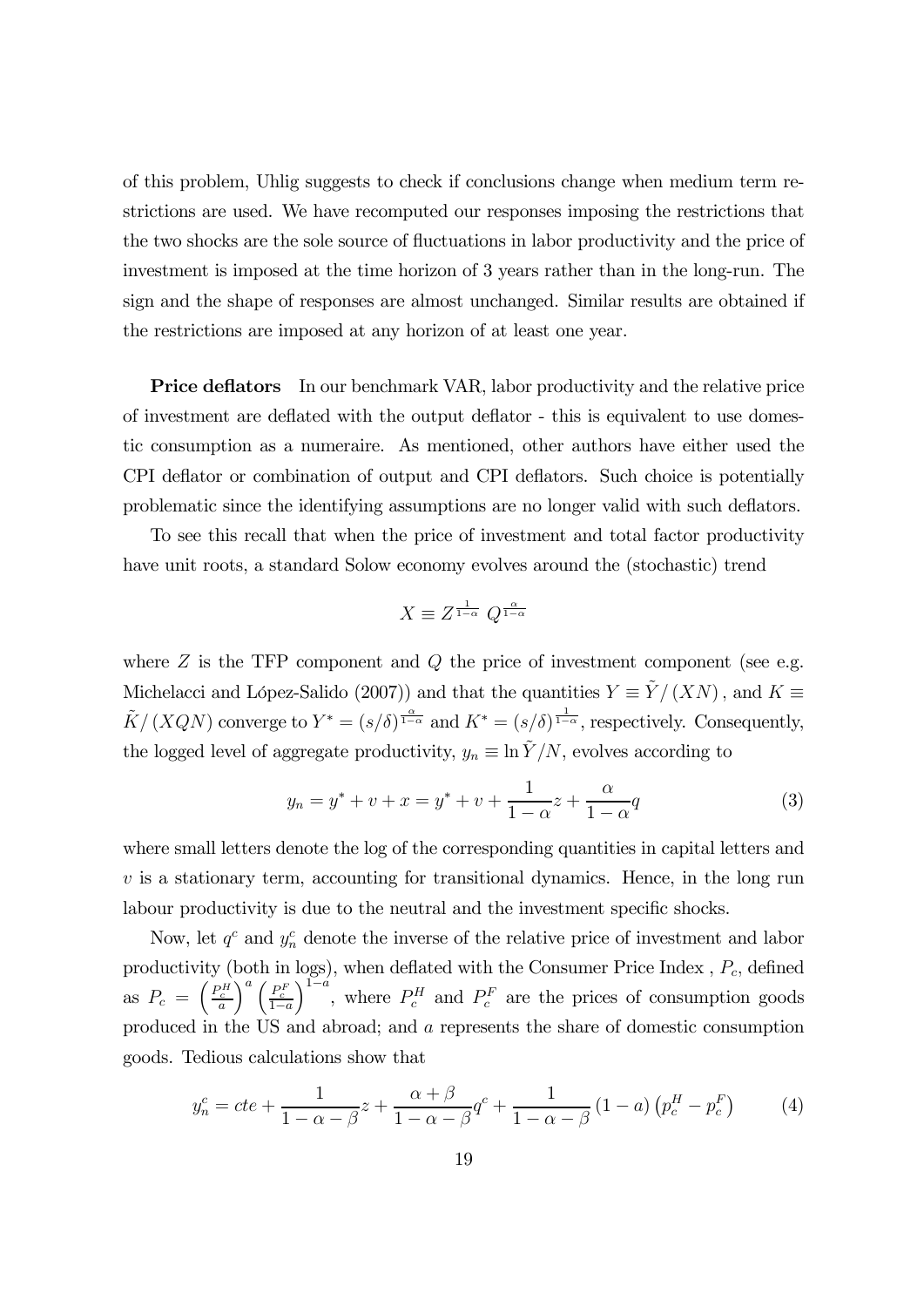of this problem, Uhlig suggests to check if conclusions change when medium term restrictions are used. We have recomputed our responses imposing the restrictions that the two shocks are the sole source of fluctuations in labor productivity and the price of investment is imposed at the time horizon of 3 years rather than in the long-run. The sign and the shape of responses are almost unchanged. Similar results are obtained if the restrictions are imposed at any horizon of at least one year.

**Price deflators** In our benchmark VAR, labor productivity and the relative price of investment are deflated with the output deflator - this is equivalent to use domestic consumption as a numeraire. As mentioned, other authors have either used the CPI deflator or combination of output and CPI deflators. Such choice is potentially problematic since the identifying assumptions are no longer valid with such deflators.

To see this recall that when the price of investment and total factor productivity have unit roots, a standard Solow economy evolves around the (stochastic) trend

$$X \equiv Z^{\frac{1}{1-\alpha}} \ Q^{\frac{\alpha}{1-\alpha}}$$

where $Z$ is the TFP component and $Q$ the price of investment component (see e.g. Michelacci and López-Salido (2007)) and that the quantities $Y \equiv \tilde{Y}/(XN)$, and $K \equiv \tilde{K}/(XQN)$ converge to $Y^* = (s/\delta)^{\frac{\alpha}{1-\alpha}}$ and $K^* = (s/\delta)^{\frac{1}{1-\alpha}}$, respectively. Consequently, the logged level of aggregate productivity, $y_n \equiv \ln \tilde{Y}/N$, evolves according to

$$y_n = y^* + v + x = y^* + v + \frac{1}{1-\alpha}z + \frac{\alpha}{1-\alpha}q \tag{3}$$

where small letters denote the log of the corresponding quantities in capital letters and $v$ is a stationary term, accounting for transitional dynamics. Hence, in the long run labour productivity is due to the neutral and the investment specific shocks.

Now, let $q^c$ and $y_n^c$ denote the inverse of the relative price of investment and labor productivity (both in logs), when deflated with the Consumer Price Index , $P_c$, defined as $P_c = \left(\frac{P_c^H}{a}\right)^a \left(\frac{P_c^F}{1-a}\right)^{1-a}$, where $P_c^H$ and $P_c^F$ are the prices of consumption goods produced in the US and abroad; and $a$ represents the share of domestic consumption goods. Tedious calculations show that

$$y_n^c = cte + \frac{1}{1-\alpha-\beta}z + \frac{\alpha+\beta}{1-\alpha-\beta}q^c + \frac{1}{1-\alpha-\beta}(1-a)\left(p_c^H - p_c^F\right) \tag{4}$$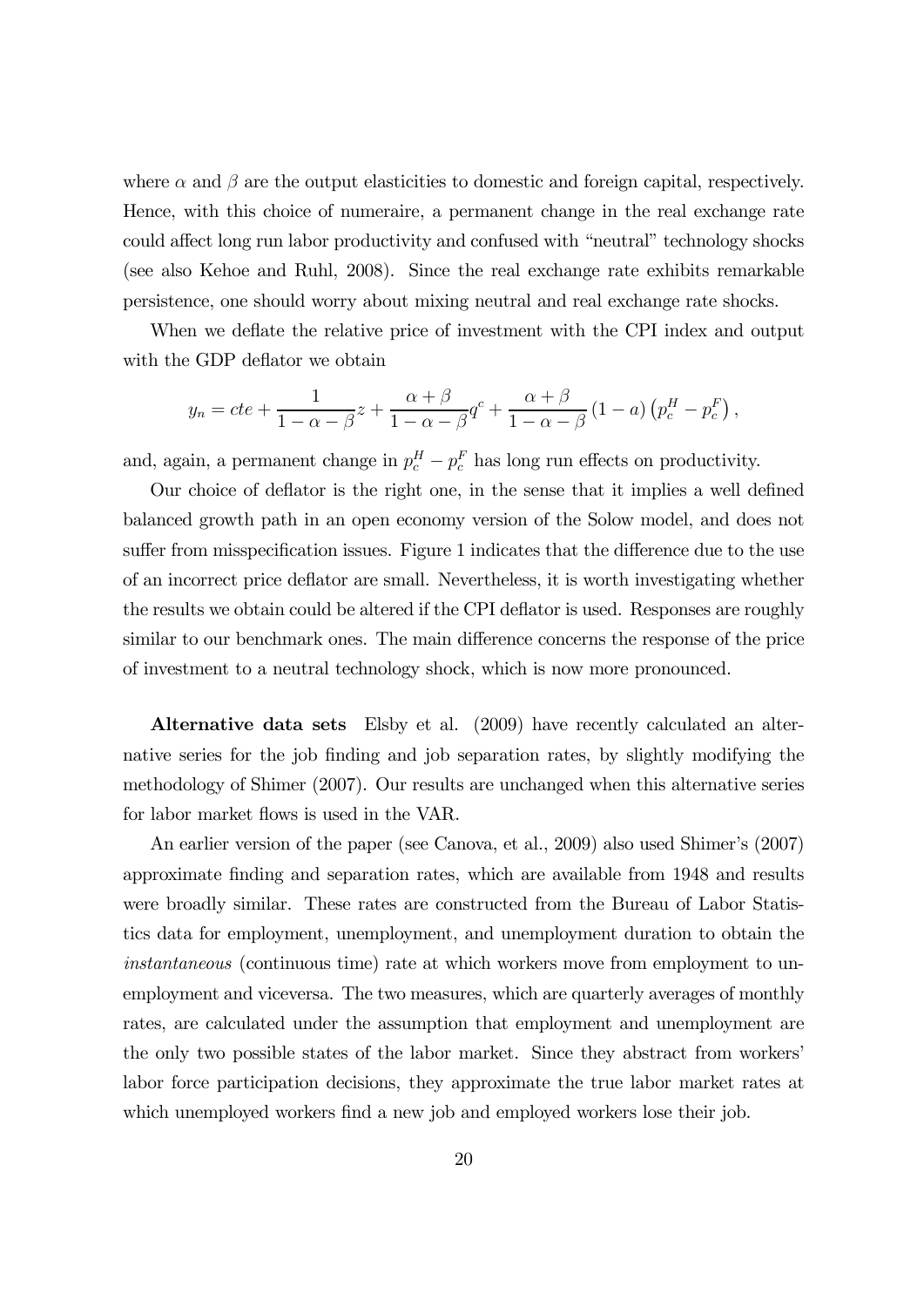where $\alpha$ and $\beta$ are the output elasticities to domestic and foreign capital, respectively. Hence, with this choice of numeraire, a permanent change in the real exchange rate could affect long run labor productivity and confused with "neutral" technology shocks (see also Kehoe and Ruhl, 2008). Since the real exchange rate exhibits remarkable persistence, one should worry about mixing neutral and real exchange rate shocks.

When we deflate the relative price of investment with the CPI index and output with the GDP deflator we obtain

$$y_n = cte + \frac{1}{1-\alpha-\beta}z + \frac{\alpha+\beta}{1-\alpha-\beta}q^c + \frac{\alpha+\beta}{1-\alpha-\beta}(1-a)\left(p_c^H - p_c^F\right),$$

and, again, a permanent change in $p_c^H - p_c^F$ has long run effects on productivity.

Our choice of deflator is the right one, in the sense that it implies a well defined balanced growth path in an open economy version of the Solow model, and does not suffer from misspecification issues. Figure 1 indicates that the difference due to the use of an incorrect price deflator are small. Nevertheless, it is worth investigating whether the results we obtain could be altered if the CPI deflator is used. Responses are roughly similar to our benchmark ones. The main difference concerns the response of the price of investment to a neutral technology shock, which is now more pronounced.

**Alternative data sets** Elsby et al. (2009) have recently calculated an alternative series for the job finding and job separation rates, by slightly modifying the methodology of Shimer (2007). Our results are unchanged when this alternative series for labor market flows is used in the VAR.

An earlier version of the paper (see Canova, et al., 2009) also used Shimer's (2007) approximate finding and separation rates, which are available from 1948 and results were broadly similar. These rates are constructed from the Bureau of Labor Statistics data for employment, unemployment, and unemployment duration to obtain the *instantaneous* (continuous time) rate at which workers move from employment to unemployment and viceversa. The two measures, which are quarterly averages of monthly rates, are calculated under the assumption that employment and unemployment are the only two possible states of the labor market. Since they abstract from workers' labor force participation decisions, they approximate the true labor market rates at which unemployed workers find a new job and employed workers lose their job.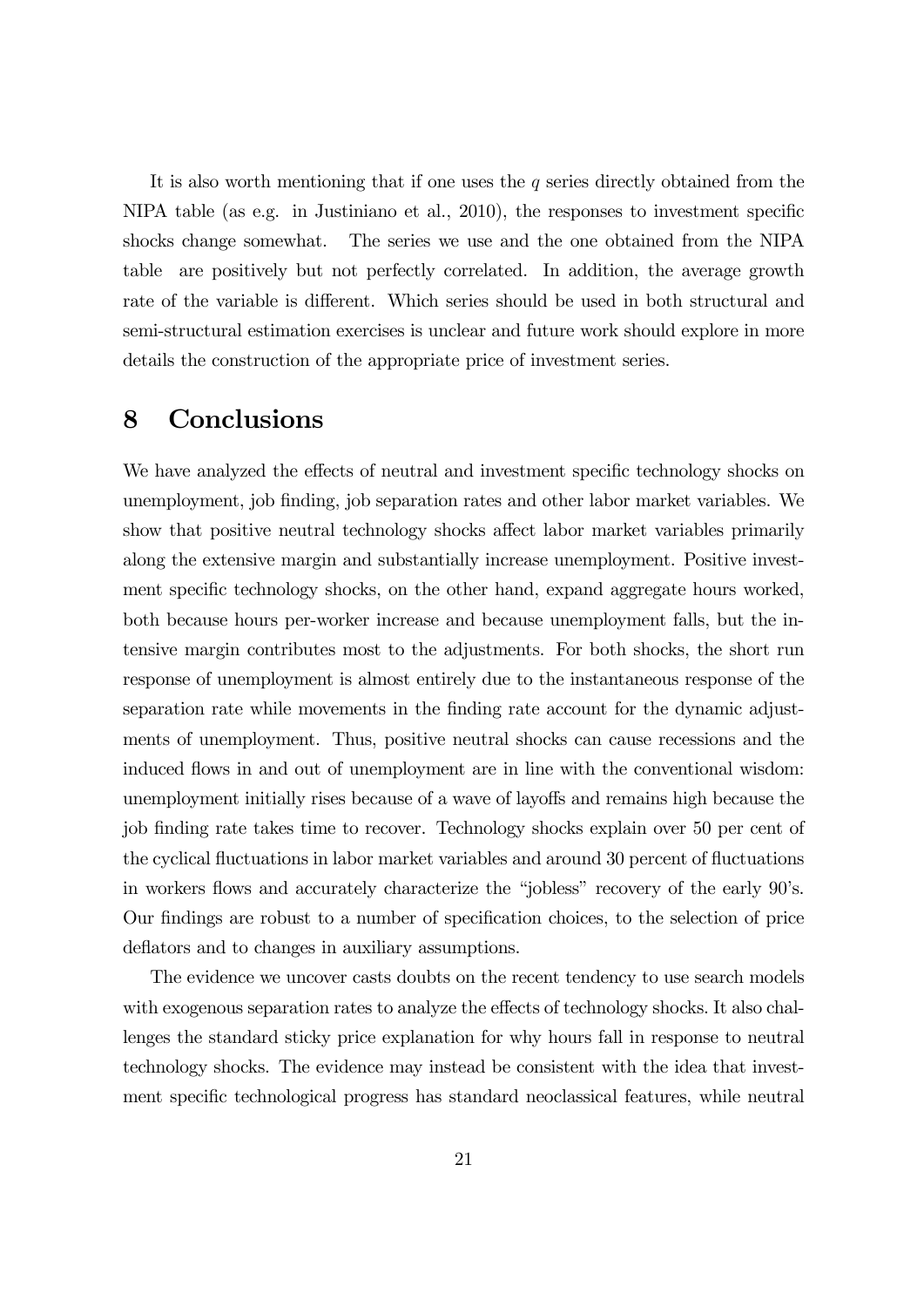It is also worth mentioning that if one uses the $q$ series directly obtained from the NIPA table (as e.g. in Justiniano et al., 2010), the responses to investment specific shocks change somewhat. The series we use and the one obtained from the NIPA table are positively but not perfectly correlated. In addition, the average growth rate of the variable is different. Which series should be used in both structural and semi-structural estimation exercises is unclear and future work should explore in more details the construction of the appropriate price of investment series.

# 8 Conclusions

We have analyzed the effects of neutral and investment specific technology shocks on unemployment, job finding, job separation rates and other labor market variables. We show that positive neutral technology shocks affect labor market variables primarily along the extensive margin and substantially increase unemployment. Positive investment specific technology shocks, on the other hand, expand aggregate hours worked, both because hours per-worker increase and because unemployment falls, but the intensive margin contributes most to the adjustments. For both shocks, the short run response of unemployment is almost entirely due to the instantaneous response of the separation rate while movements in the finding rate account for the dynamic adjustments of unemployment. Thus, positive neutral shocks can cause recessions and the induced flows in and out of unemployment are in line with the conventional wisdom: unemployment initially rises because of a wave of layoffs and remains high because the job finding rate takes time to recover. Technology shocks explain over 50 per cent of the cyclical fluctuations in labor market variables and around 30 percent of fluctuations in workers flows and accurately characterize the "jobless" recovery of the early 90's. Our findings are robust to a number of specification choices, to the selection of price deflators and to changes in auxiliary assumptions.

The evidence we uncover casts doubts on the recent tendency to use search models with exogenous separation rates to analyze the effects of technology shocks. It also challenges the standard sticky price explanation for why hours fall in response to neutral technology shocks. The evidence may instead be consistent with the idea that investment specific technological progress has standard neoclassical features, while neutral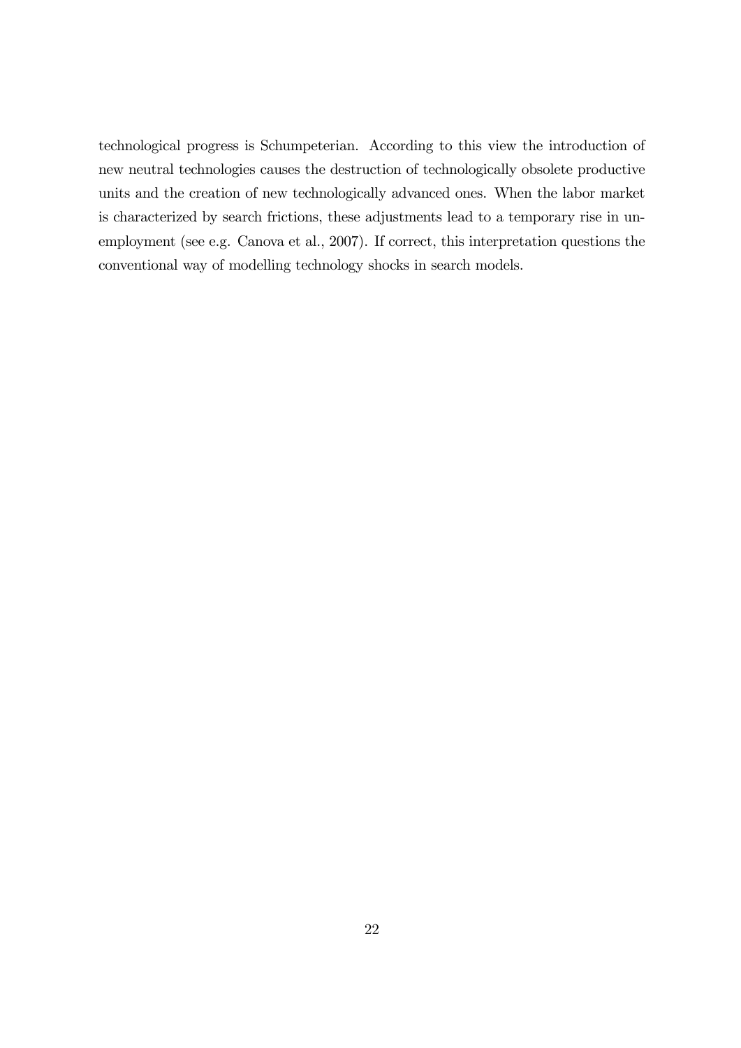technological progress is Schumpeterian. According to this view the introduction of new neutral technologies causes the destruction of technologically obsolete productive units and the creation of new technologically advanced ones. When the labor market is characterized by search frictions, these adjustments lead to a temporary rise in unemployment (see e.g. Canova et al., 2007). If correct, this interpretation questions the conventional way of modelling technology shocks in search models.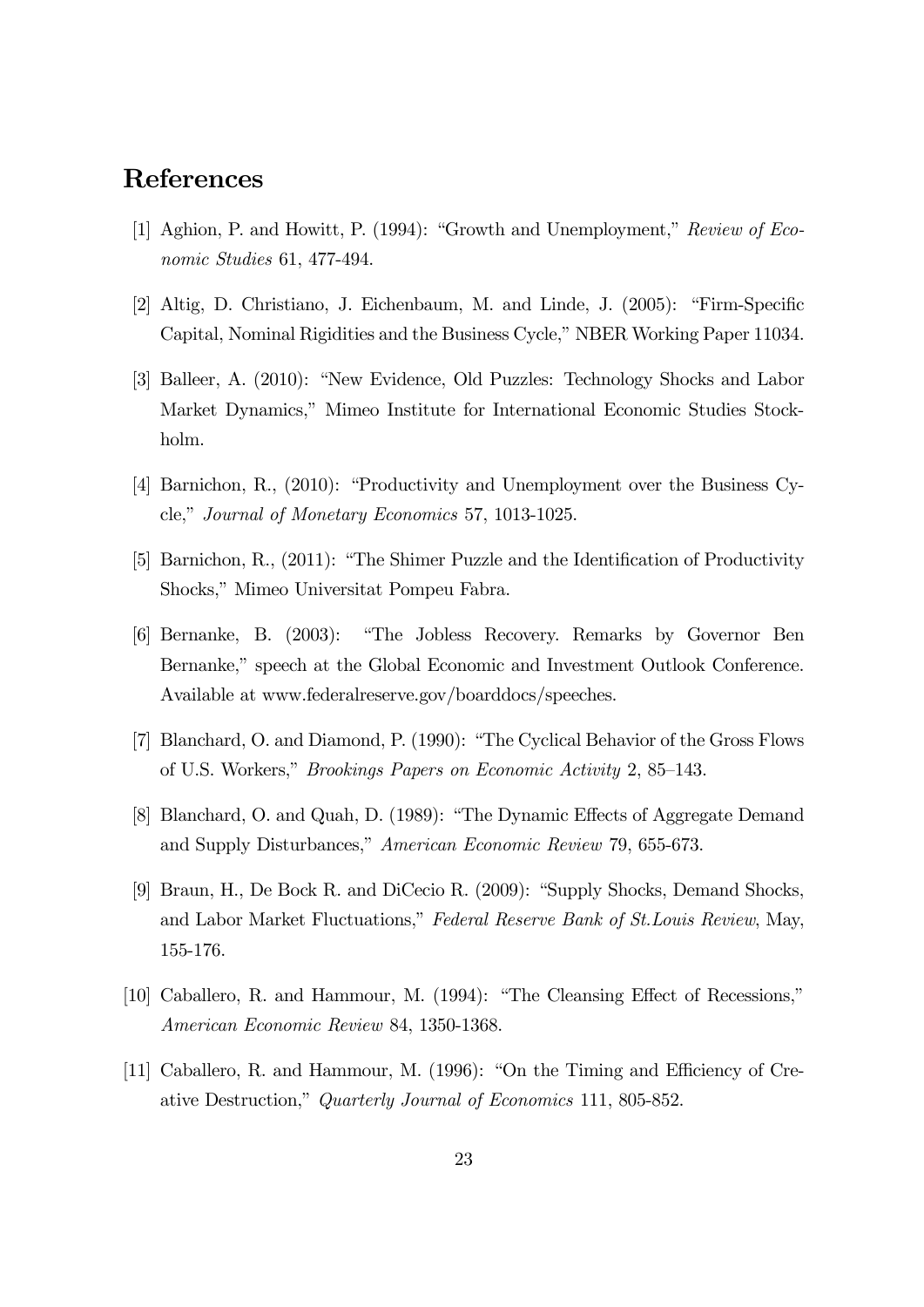## References

[1] Aghion, P. and Howitt, P. (1994): "Growth and Unemployment," *Review of Economic Studies* 61, 477-494.

[2] Altig, D. Christiano, J. Eichenbaum, M. and Linde, J. (2005): "Firm-Specific Capital, Nominal Rigidities and the Business Cycle," NBER Working Paper 11034.

[3] Balleer, A. (2010): "New Evidence, Old Puzzles: Technology Shocks and Labor Market Dynamics," Mimeo Institute for International Economic Studies Stockholm.

[4] Barnichon, R., (2010): "Productivity and Unemployment over the Business Cycle," *Journal of Monetary Economics* 57, 1013-1025.

[5] Barnichon, R., (2011): "The Shimer Puzzle and the Identification of Productivity Shocks," Mimeo Universitat Pompeu Fabra.

[6] Bernanke, B. (2003): "The Jobless Recovery. Remarks by Governor Ben Bernanke," speech at the Global Economic and Investment Outlook Conference. Available at www.federalreserve.gov/boarddocs/speeches.

[7] Blanchard, O. and Diamond, P. (1990): "The Cyclical Behavior of the Gross Flows of U.S. Workers," *Brookings Papers on Economic Activity* 2, 85–143.

[8] Blanchard, O. and Quah, D. (1989): "The Dynamic Effects of Aggregate Demand and Supply Disturbances," *American Economic Review* 79, 655-673.

[9] Braun, H., De Bock R. and DiCecio R. (2009): "Supply Shocks, Demand Shocks, and Labor Market Fluctuations," *Federal Reserve Bank of St.Louis Review*, May, 155-176.

[10] Caballero, R. and Hammour, M. (1994): "The Cleansing Effect of Recessions," *American Economic Review* 84, 1350-1368.

[11] Caballero, R. and Hammour, M. (1996): "On the Timing and Efficiency of Creative Destruction," *Quarterly Journal of Economics* 111, 805-852.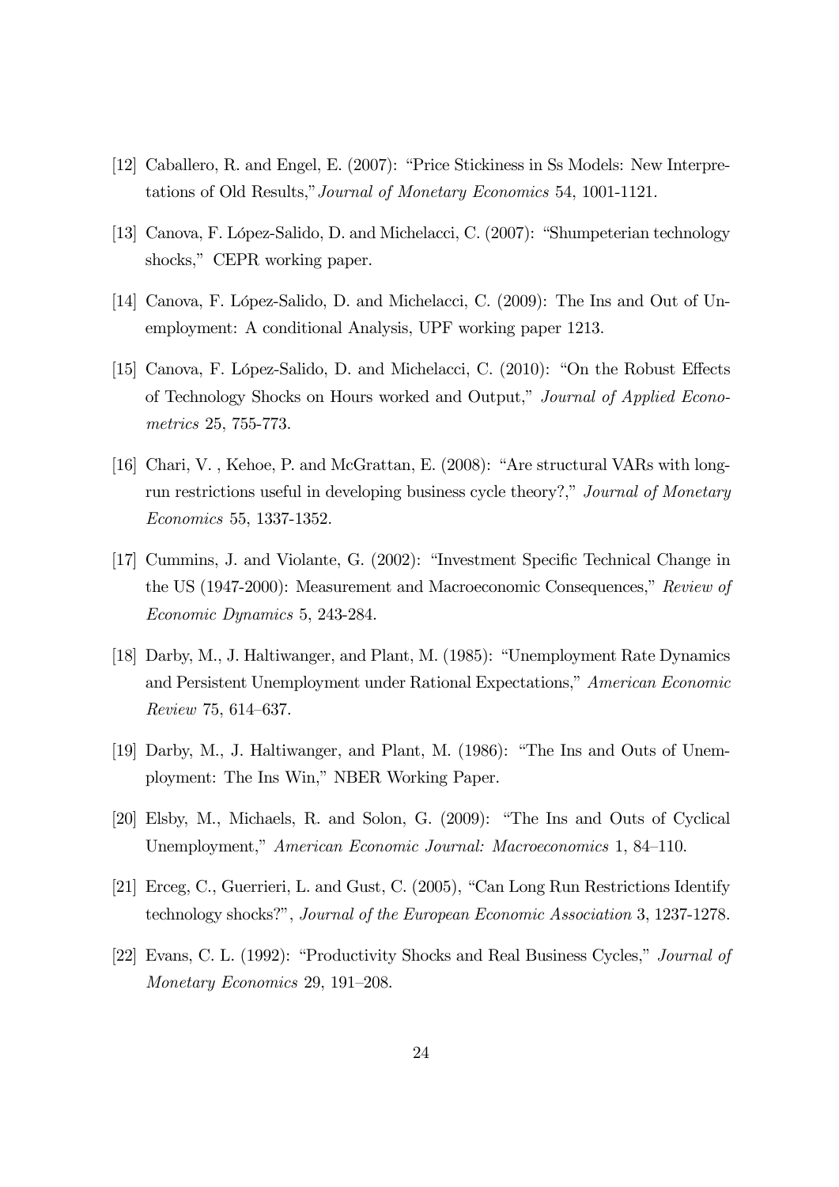[12] Caballero, R. and Engel, E. (2007): "Price Stickiness in Ss Models: New Interpretations of Old Results," *Journal of Monetary Economics* 54, 1001-1121.

[13] Canova, F. López-Salido, D. and Michelacci, C. (2007): "Shumpeterian technology shocks," CEPR working paper.

[14] Canova, F. López-Salido, D. and Michelacci, C. (2009): The Ins and Out of Unemployment: A conditional Analysis, UPF working paper 1213.

[15] Canova, F. López-Salido, D. and Michelacci, C. (2010): "On the Robust Effects of Technology Shocks on Hours worked and Output," *Journal of Applied Econometrics* 25, 755-773.

[16] Chari, V. , Kehoe, P. and McGrattan, E. (2008): "Are structural VARs with long-run restrictions useful in developing business cycle theory?," *Journal of Monetary Economics* 55, 1337-1352.

[17] Cummins, J. and Violante, G. (2002): "Investment Specific Technical Change in the US (1947-2000): Measurement and Macroeconomic Consequences," *Review of Economic Dynamics* 5, 243-284.

[18] Darby, M., J. Haltiwanger, and Plant, M. (1985): "Unemployment Rate Dynamics and Persistent Unemployment under Rational Expectations," *American Economic Review* 75, 614–637.

[19] Darby, M., J. Haltiwanger, and Plant, M. (1986): "The Ins and Outs of Unemployment: The Ins Win," NBER Working Paper.

[20] Elsby, M., Michaels, R. and Solon, G. (2009): "The Ins and Outs of Cyclical Unemployment," *American Economic Journal: Macroeconomics* 1, 84–110.

[21] Erceg, C., Guerrieri, L. and Gust, C. (2005), "Can Long Run Restrictions Identify technology shocks?", *Journal of the European Economic Association* 3, 1237-1278.

[22] Evans, C. L. (1992): "Productivity Shocks and Real Business Cycles," *Journal of Monetary Economics* 29, 191–208.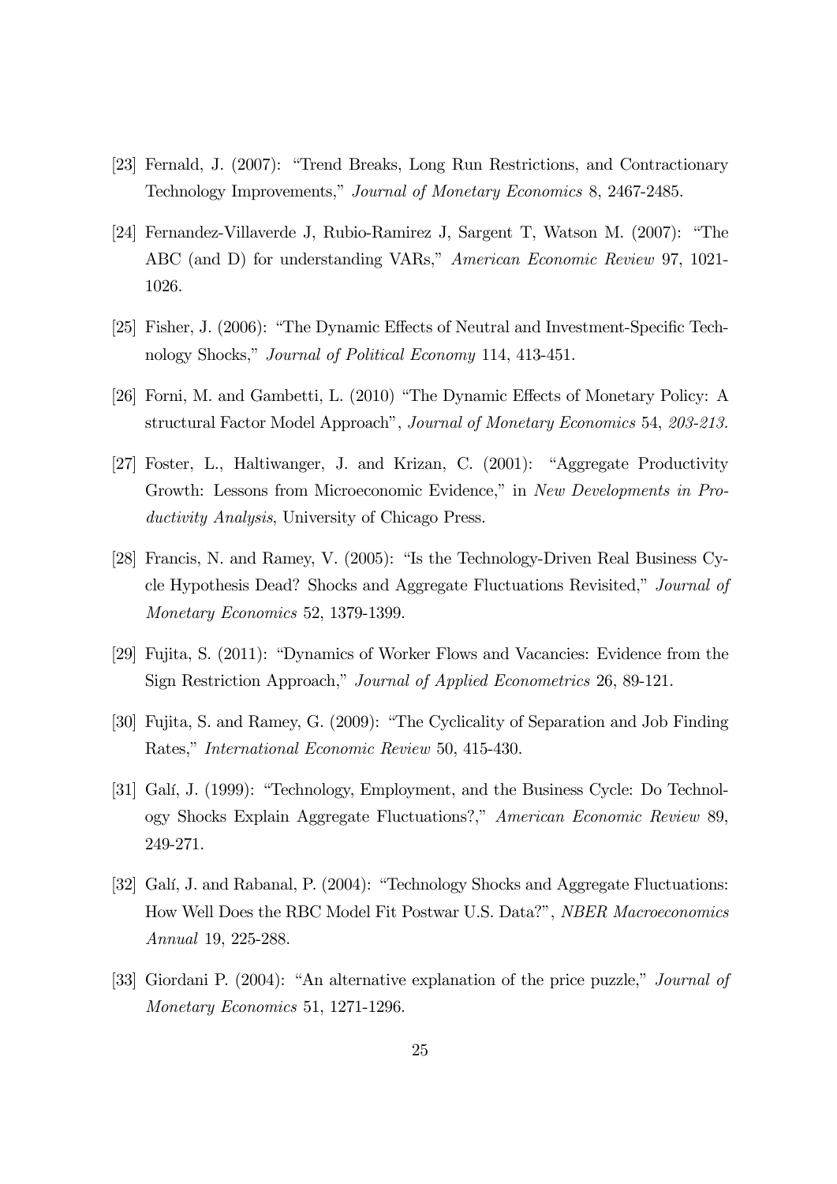[23] Fernald, J. (2007): "Trend Breaks, Long Run Restrictions, and Contractionary Technology Improvements," *Journal of Monetary Economics* 8, 2467-2485.

[24] Fernandez-Villaverde J, Rubio-Ramirez J, Sargent T, Watson M. (2007): "The ABC (and D) for understanding VARs," *American Economic Review* 97, 1021-1026.

[25] Fisher, J. (2006): "The Dynamic Effects of Neutral and Investment-Specific Technology Shocks," *Journal of Political Economy* 114, 413-451.

[26] Forni, M. and Gambetti, L. (2010) "The Dynamic Effects of Monetary Policy: A structural Factor Model Approach", *Journal of Monetary Economics* 54, *203-213.*

[27] Foster, L., Haltiwanger, J. and Krizan, C. (2001): "Aggregate Productivity Growth: Lessons from Microeconomic Evidence," in *New Developments in Productivity Analysis*, University of Chicago Press.

[28] Francis, N. and Ramey, V. (2005): "Is the Technology-Driven Real Business Cycle Hypothesis Dead? Shocks and Aggregate Fluctuations Revisited," *Journal of Monetary Economics* 52, 1379-1399.

[29] Fujita, S. (2011): "Dynamics of Worker Flows and Vacancies: Evidence from the Sign Restriction Approach," *Journal of Applied Econometrics* 26, 89-121.

[30] Fujita, S. and Ramey, G. (2009): "The Cyclicality of Separation and Job Finding Rates," *International Economic Review* 50, 415-430.

[31] Galí, J. (1999): "Technology, Employment, and the Business Cycle: Do Technology Shocks Explain Aggregate Fluctuations?," *American Economic Review* 89, 249-271.

[32] Galí, J. and Rabanal, P. (2004): "Technology Shocks and Aggregate Fluctuations: How Well Does the RBC Model Fit Postwar U.S. Data?", *NBER Macroeconomics Annual* 19, 225-288.

[33] Giordani P. (2004): "An alternative explanation of the price puzzle," *Journal of Monetary Economics* 51, 1271-1296.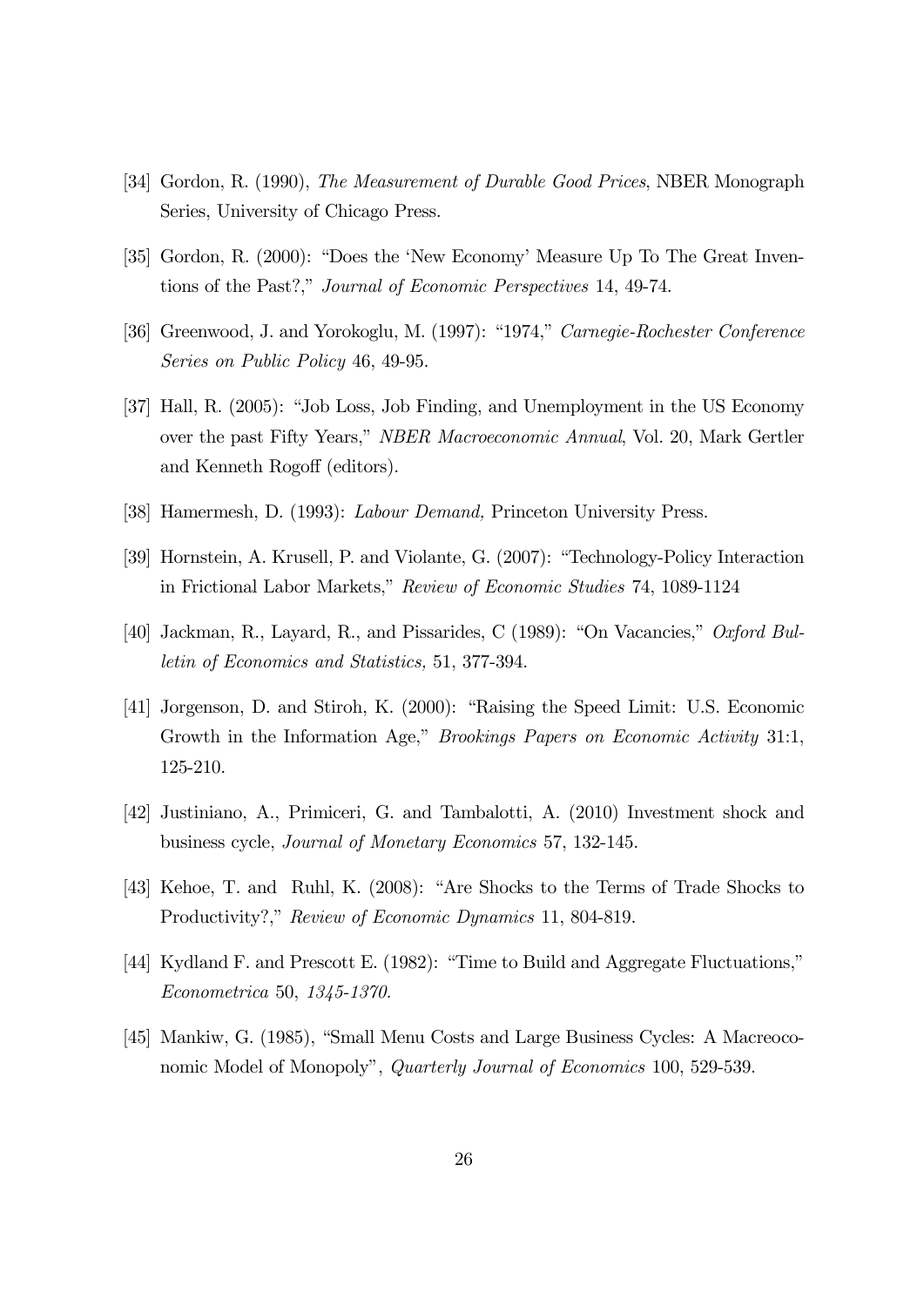[34] Gordon, R. (1990), *The Measurement of Durable Good Prices*, NBER Monograph Series, University of Chicago Press.

[35] Gordon, R. (2000): "Does the 'New Economy' Measure Up To The Great Inventions of the Past?," *Journal of Economic Perspectives* 14, 49-74.

[36] Greenwood, J. and Yorokoglu, M. (1997): "1974," *Carnegie-Rochester Conference Series on Public Policy* 46, 49-95.

[37] Hall, R. (2005): "Job Loss, Job Finding, and Unemployment in the US Economy over the past Fifty Years," *NBER Macroeconomic Annual*, Vol. 20, Mark Gertler and Kenneth Rogoff (editors).

[38] Hamermesh, D. (1993): *Labour Demand,* Princeton University Press.

[39] Hornstein, A. Krusell, P. and Violante, G. (2007): "Technology-Policy Interaction in Frictional Labor Markets," *Review of Economic Studies* 74, 1089-1124

[40] Jackman, R., Layard, R., and Pissarides, C (1989): "On Vacancies," *Oxford Bulletin of Economics and Statistics,* 51, 377-394.

[41] Jorgenson, D. and Stiroh, K. (2000): "Raising the Speed Limit: U.S. Economic Growth in the Information Age," *Brookings Papers on Economic Activity* 31:1, 125-210.

[42] Justiniano, A., Primiceri, G. and Tambalotti, A. (2010) Investment shock and business cycle, *Journal of Monetary Economics* 57, 132-145.

[43] Kehoe, T. and Ruhl, K. (2008): "Are Shocks to the Terms of Trade Shocks to Productivity?," *Review of Economic Dynamics* 11, 804-819.

[44] Kydland F. and Prescott E. (1982): "Time to Build and Aggregate Fluctuations," *Econometrica* 50, *1345-1370.*

[45] Mankiw, G. (1985), "Small Menu Costs and Large Business Cycles: A Macreoconomic Model of Monopoly", *Quarterly Journal of Economics* 100, 529-539.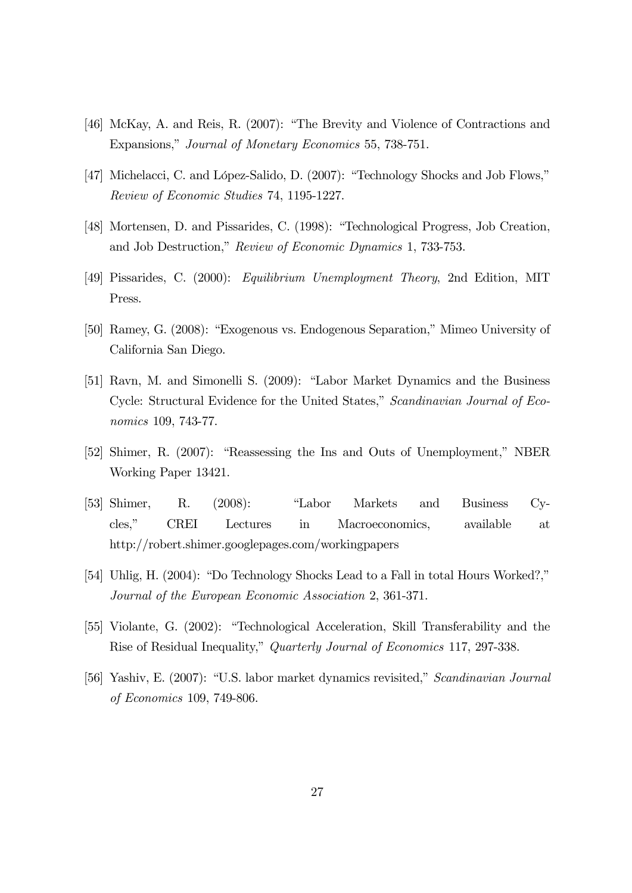[46] McKay, A. and Reis, R. (2007): "The Brevity and Violence of Contractions and Expansions," *Journal of Monetary Economics* 55, 738-751.

[47] Michelacci, C. and López-Salido, D. (2007): "Technology Shocks and Job Flows," *Review of Economic Studies* 74, 1195-1227.

[48] Mortensen, D. and Pissarides, C. (1998): "Technological Progress, Job Creation, and Job Destruction," *Review of Economic Dynamics* 1, 733-753.

[49] Pissarides, C. (2000): *Equilibrium Unemployment Theory*, 2nd Edition, MIT Press.

[50] Ramey, G. (2008): "Exogenous vs. Endogenous Separation," Mimeo University of California San Diego.

[51] Ravn, M. and Simonelli S. (2009): "Labor Market Dynamics and the Business Cycle: Structural Evidence for the United States," *Scandinavian Journal of Economics* 109, 743-77.

[52] Shimer, R. (2007): "Reassessing the Ins and Outs of Unemployment," NBER Working Paper 13421.

[53] Shimer, R. (2008): "Labor Markets and Business Cycles," CREI Lectures in Macroeconomics, available at http://robert.shimer.googlepages.com/workingpapers

[54] Uhlig, H. (2004): "Do Technology Shocks Lead to a Fall in total Hours Worked?," *Journal of the European Economic Association* 2, 361-371.

[55] Violante, G. (2002): "Technological Acceleration, Skill Transferability and the Rise of Residual Inequality," *Quarterly Journal of Economics* 117, 297-338.

[56] Yashiv, E. (2007): "U.S. labor market dynamics revisited," *Scandinavian Journal of Economics* 109, 749-806.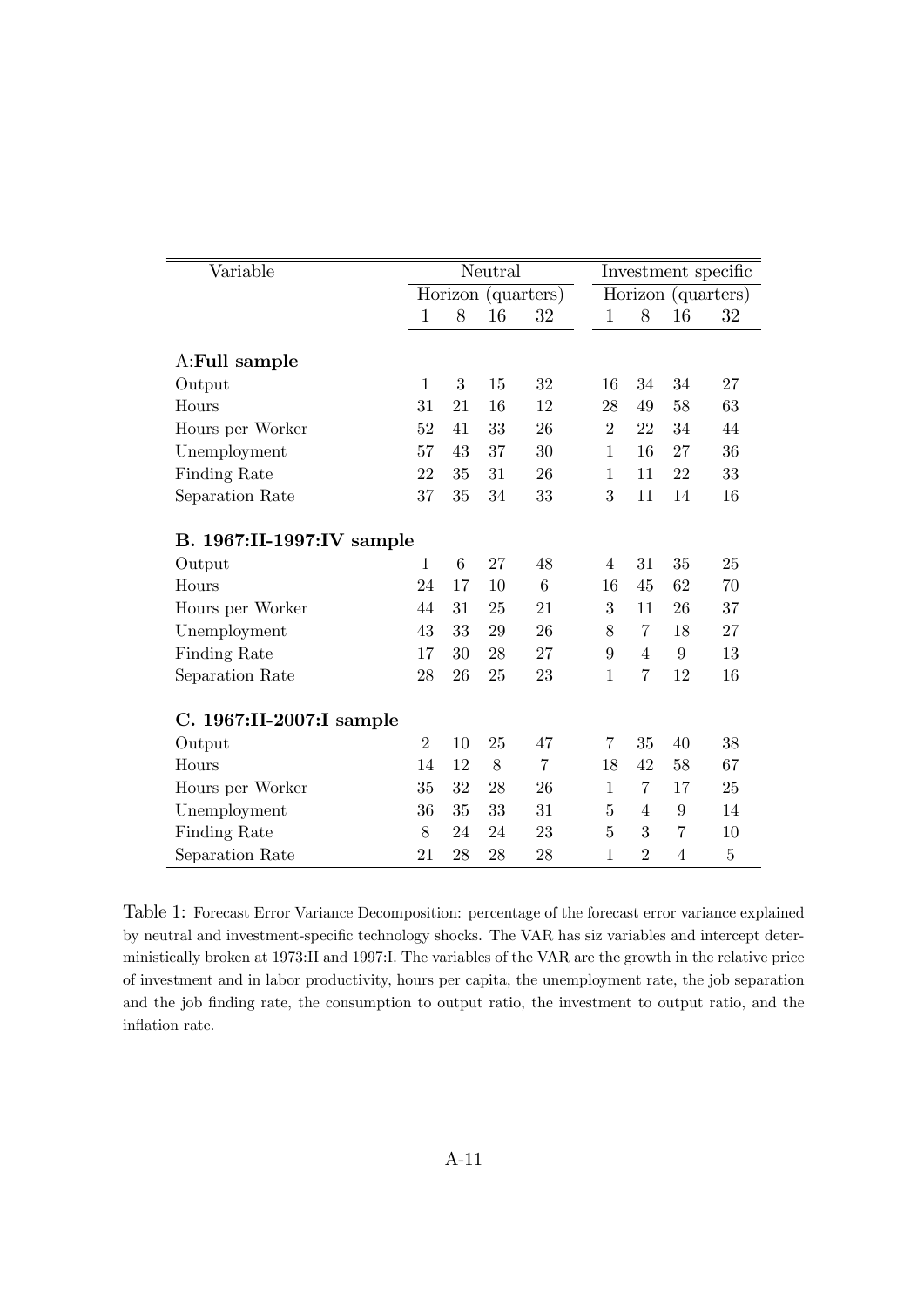| Variable | Neutral | | | | Investment specific | | | |
|---|---|---|---|---|---|---|---|---|
| | Horizon (quarters) | | | | Horizon (quarters) | | | |
| | 1 | 8 | 16 | 32 | 1 | 8 | 16 | 32 |
| **A:Full sample** | | | | | | | | |
| Output | 1 | 3 | 15 | 32 | 16 | 34 | 34 | 27 |
| Hours | 31 | 21 | 16 | 12 | 28 | 49 | 58 | 63 |
| Hours per Worker | 52 | 41 | 33 | 26 | 2 | 22 | 34 | 44 |
| Unemployment | 57 | 43 | 37 | 30 | 1 | 16 | 27 | 36 |
| Finding Rate | 22 | 35 | 31 | 26 | 1 | 11 | 22 | 33 |
| Separation Rate | 37 | 35 | 34 | 33 | 3 | 11 | 14 | 16 |
| **B. 1967:II-1997:IV sample** | | | | | | | | |
| Output | 1 | 6 | 27 | 48 | 4 | 31 | 35 | 25 |
| Hours | 24 | 17 | 10 | 6 | 16 | 45 | 62 | 70 |
| Hours per Worker | 44 | 31 | 25 | 21 | 3 | 11 | 26 | 37 |
| Unemployment | 43 | 33 | 29 | 26 | 8 | 7 | 18 | 27 |
| Finding Rate | 17 | 30 | 28 | 27 | 9 | 4 | 9 | 13 |
| Separation Rate | 28 | 26 | 25 | 23 | 1 | 7 | 12 | 16 |
| **C. 1967:II-2007:I sample** | | | | | | | | |
| Output | 2 | 10 | 25 | 47 | 7 | 35 | 40 | 38 |
| Hours | 14 | 12 | 8 | 7 | 18 | 42 | 58 | 67 |
| Hours per Worker | 35 | 32 | 28 | 26 | 1 | 7 | 17 | 25 |
| Unemployment | 36 | 35 | 33 | 31 | 5 | 4 | 9 | 14 |
| Finding Rate | 8 | 24 | 24 | 23 | 5 | 3 | 7 | 10 |
| Separation Rate | 21 | 28 | 28 | 28 | 1 | 2 | 4 | 5 |

Table 1: Forecast Error Variance Decomposition: percentage of the forecast error variance explained by neutral and investment-specific technology shocks. The VAR has siz variables and intercept deterministically broken at 1973:II and 1997:I. The variables of the VAR are the growth in the relative price of investment and in labor productivity, hours per capita, the unemployment rate, the job separation and the job finding rate, the consumption to output ratio, the investment to output ratio, and the inflation rate.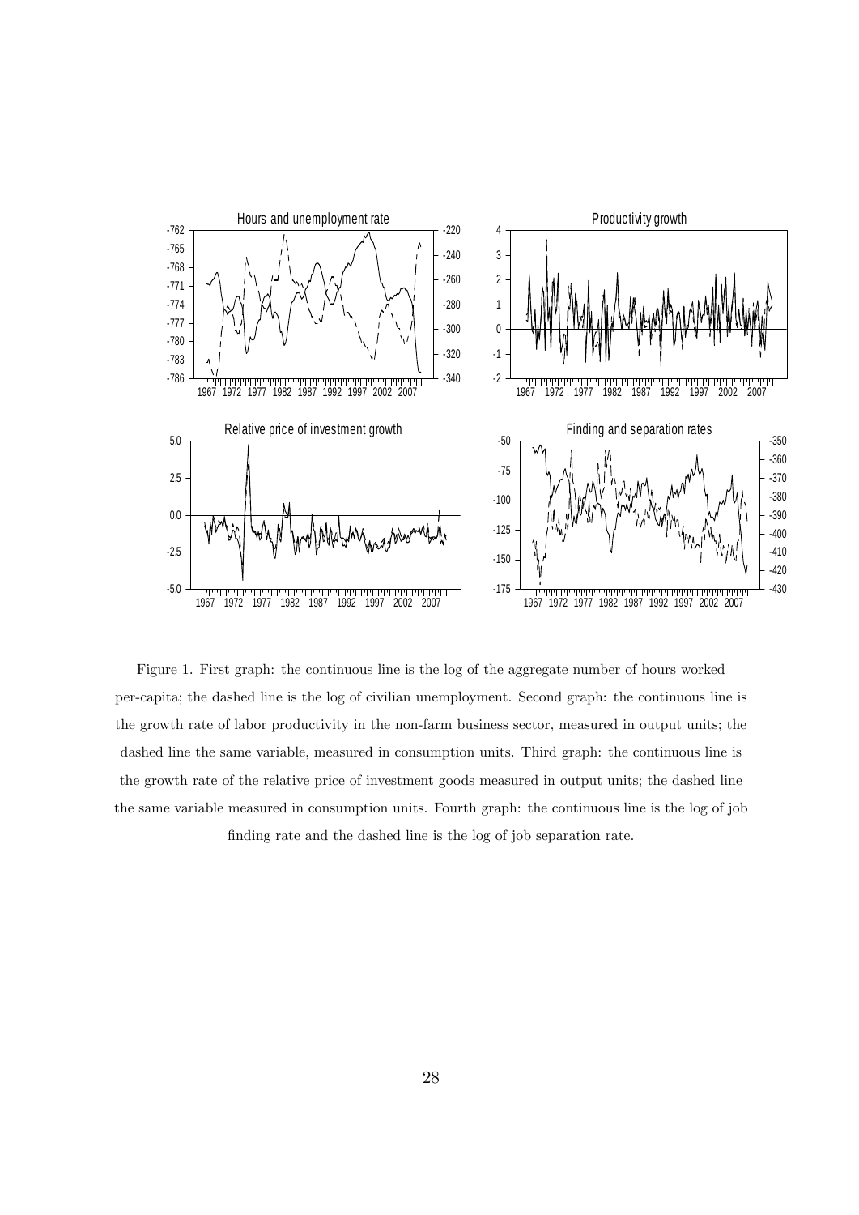Figure 1. First graph: the continuous line is the log of the aggregate number of hours worked per-capita; the dashed line is the log of civilian unemployment. Second graph: the continuous line is the growth rate of labor productivity in the non-farm business sector, measured in output units; the dashed line the same variable, measured in consumption units. Third graph: the continuous line is the growth rate of the relative price of investment goods measured in output units; the dashed line the same variable measured in consumption units. Fourth graph: the continuous line is the log of job finding rate and the dashed line is the log of job separation rate.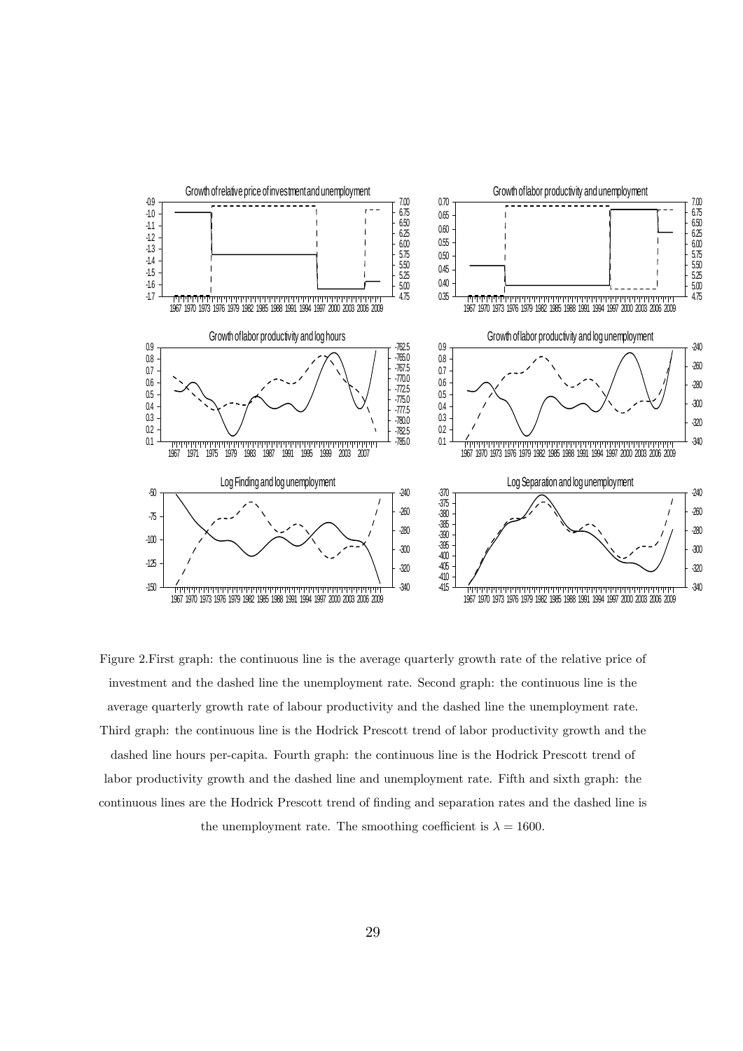Figure 2.First graph: the continuous line is the average quarterly growth rate of the relative price of investment and the dashed line the unemployment rate. Second graph: the continuous line is the average quarterly growth rate of labour productivity and the dashed line the unemployment rate. Third graph: the continuous line is the Hodrick Prescott trend of labor productivity growth and the dashed line hours per-capita. Fourth graph: the continuous line is the Hodrick Prescott trend of labor productivity growth and the dashed line and unemployment rate. Fifth and sixth graph: the continuous lines are the Hodrick Prescott trend of finding and separation rates and the dashed line is the unemployment rate. The smoothing coefficient is $\lambda = 1600$.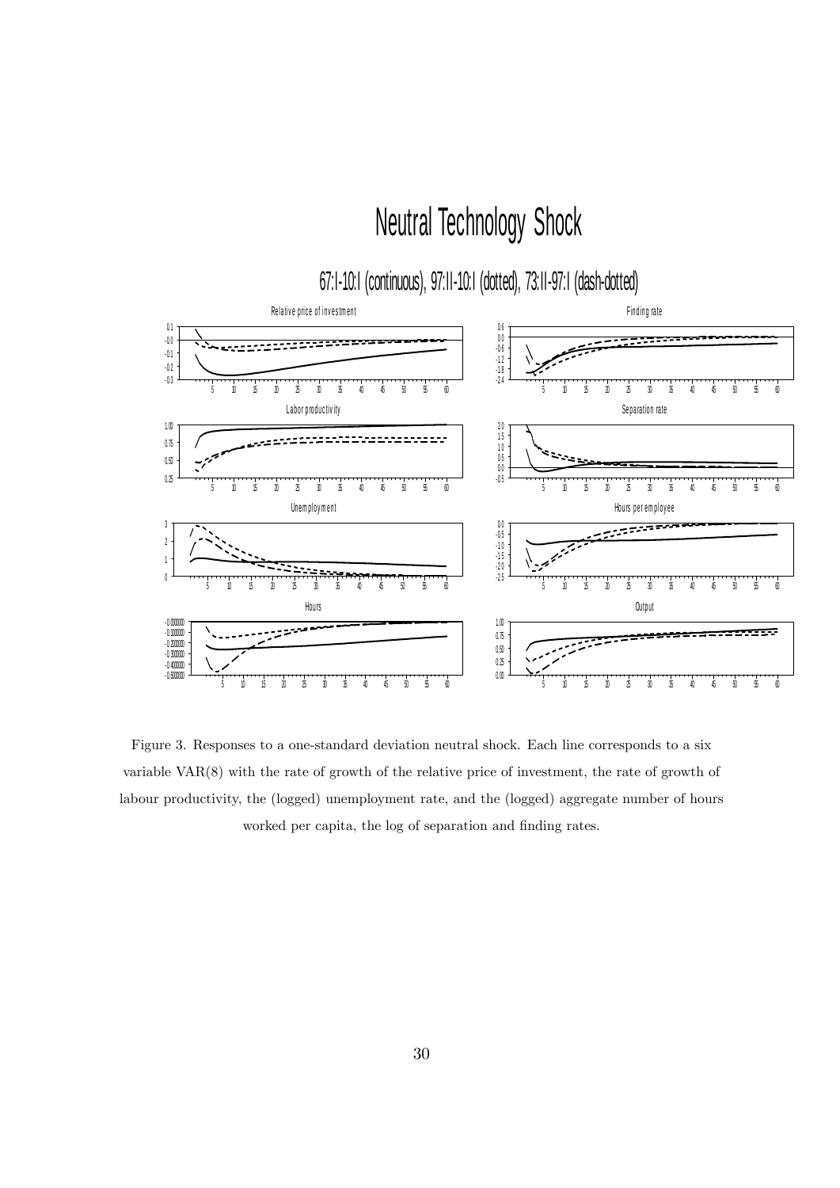# Neutral Technology Shock

67:I-10:I (continuous), 97:II-10:I (dotted), 73:II-97:I (dash-dotted)

Figure 3. Responses to a one-standard deviation neutral shock. Each line corresponds to a six variable VAR(8) with the rate of growth of the relative price of investment, the rate of growth of labour productivity, the (logged) unemployment rate, and the (logged) aggregate number of hours worked per capita, the log of separation and finding rates.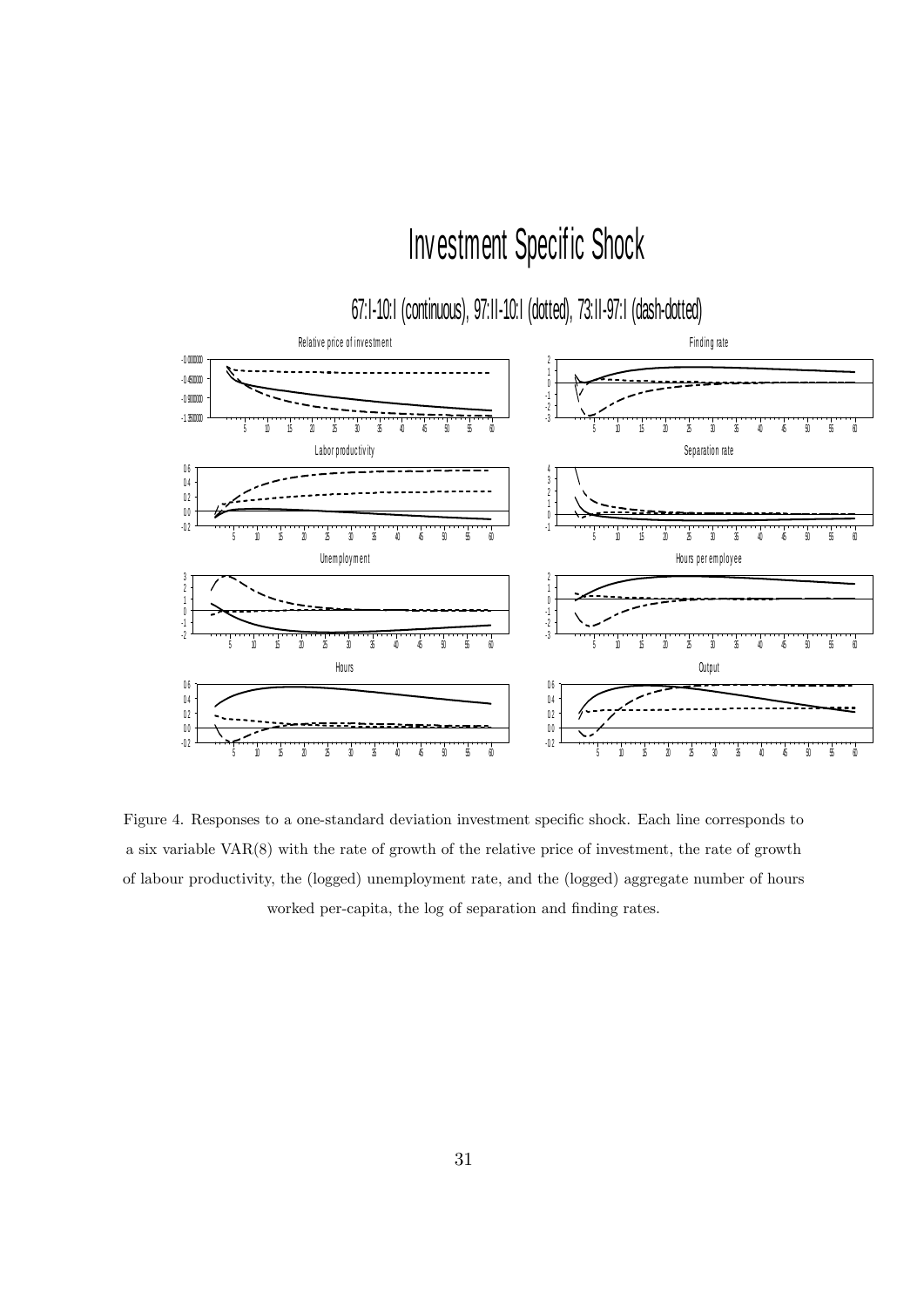# Investment Specific Shock

67:I-10:I (continuous), 97:II-10:I (dotted), 73:II-97:I (dash-dotted)

Figure 4. Responses to a one-standard deviation investment specific shock. Each line corresponds to a six variable VAR(8) with the rate of growth of the relative price of investment, the rate of growth of labour productivity, the (logged) unemployment rate, and the (logged) aggregate number of hours worked per-capita, the log of separation and finding rates.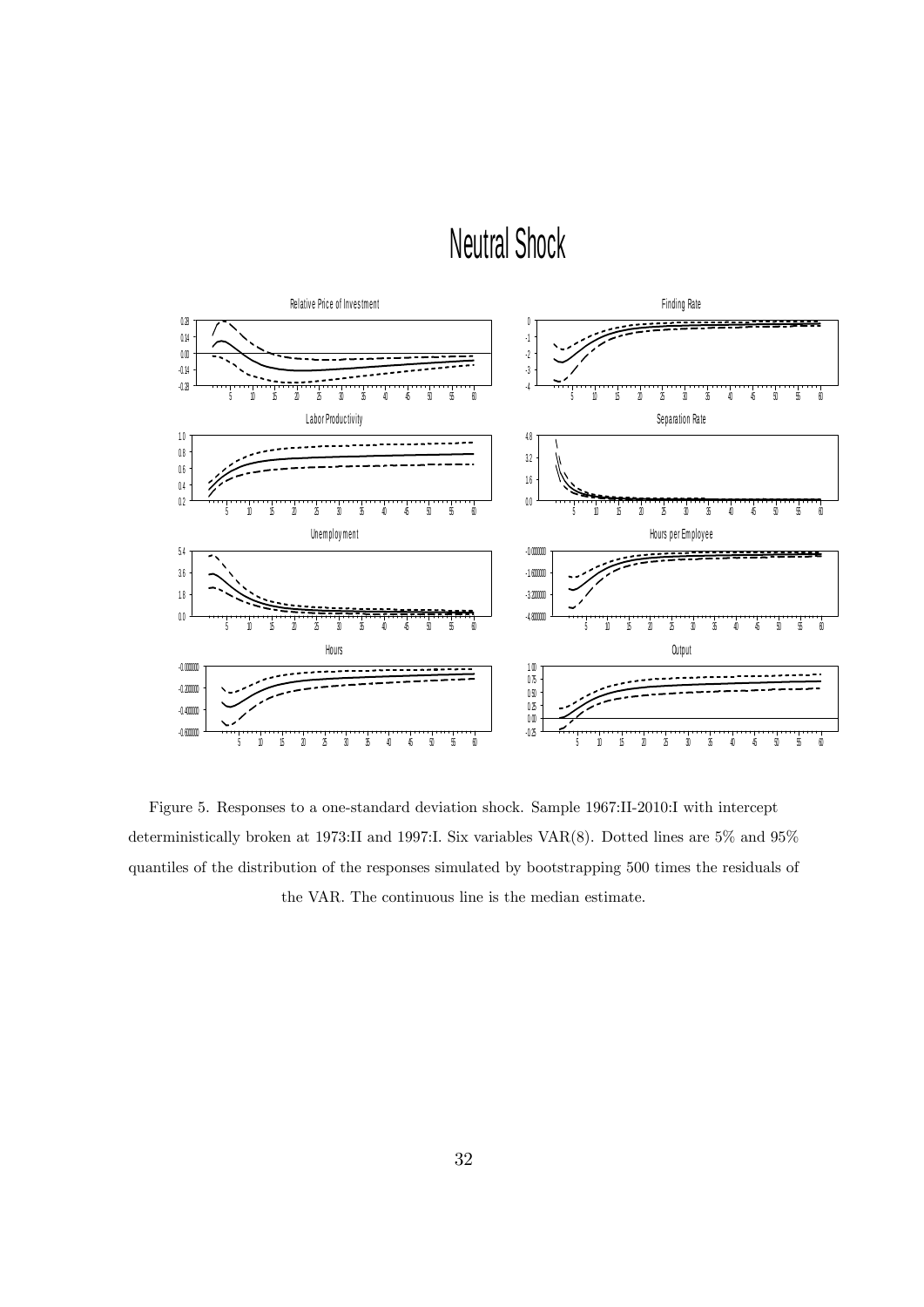Figure 5. Responses to a one-standard deviation shock. Sample 1967:II-2010:I with intercept deterministically broken at 1973:II and 1997:I. Six variables VAR(8). Dotted lines are 5% and 95% quantiles of the distribution of the responses simulated by bootstrapping 500 times the residuals of the VAR. The continuous line is the median estimate.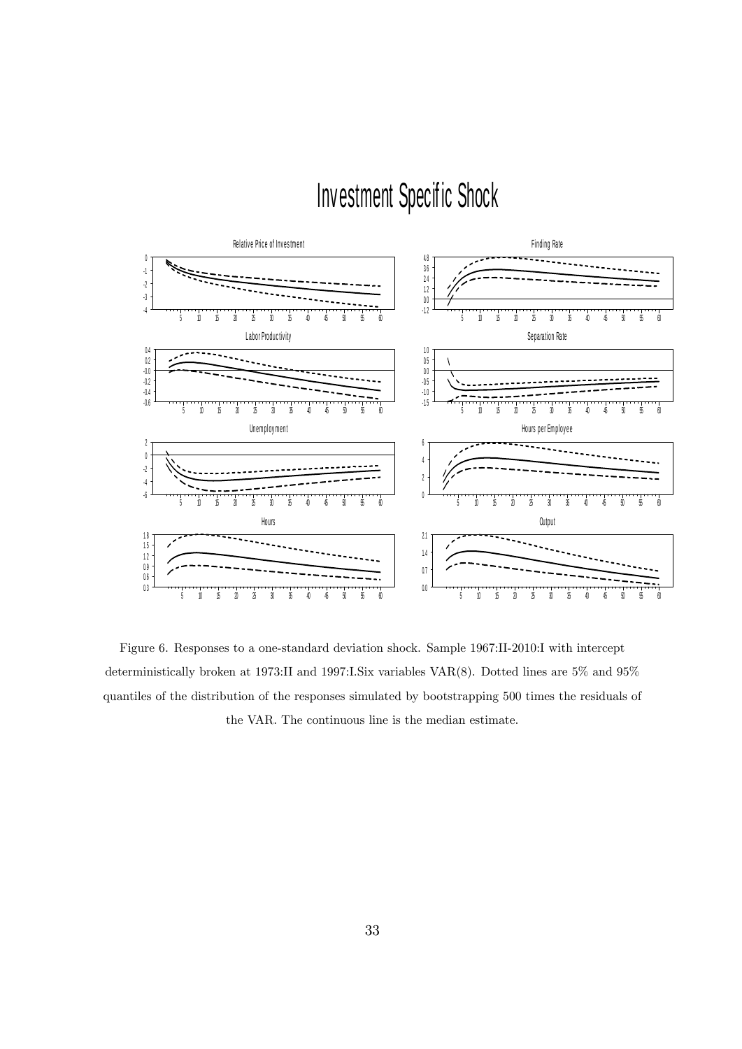# Investment Specific Shock

Figure 6. Responses to a one-standard deviation shock. Sample 1967:II-2010:I with intercept deterministically broken at 1973:II and 1997:I.Six variables VAR(8). Dotted lines are 5% and 95% quantiles of the distribution of the responses simulated by bootstrapping 500 times the residuals of the VAR. The continuous line is the median estimate.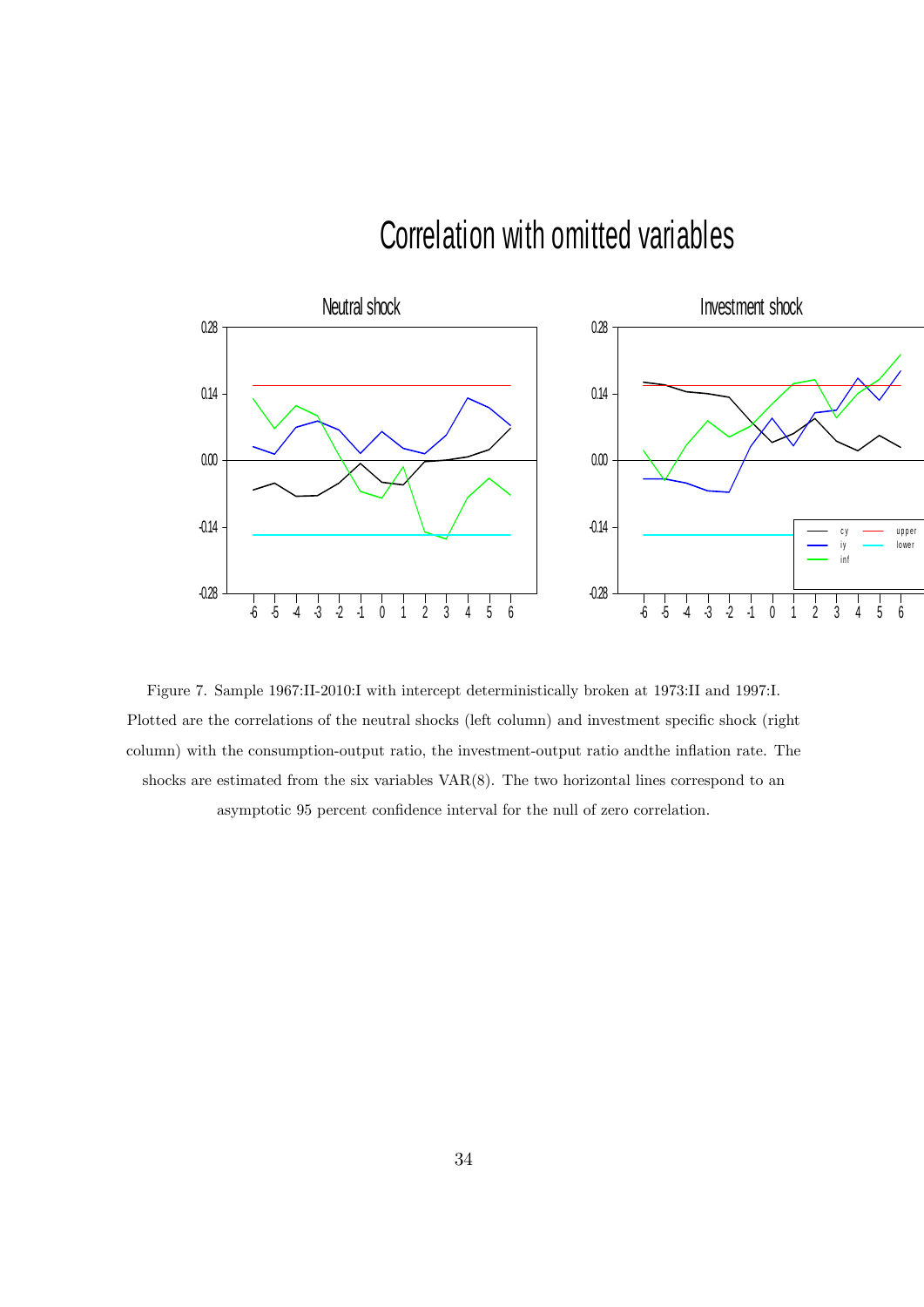Figure 7. Sample 1967:II-2010:I with intercept deterministically broken at 1973:II and 1997:I. Plotted are the correlations of the neutral shocks (left column) and investment specific shock (right column) with the consumption-output ratio, the investment-output ratio andthe inflation rate. The shocks are estimated from the six variables VAR(8). The two horizontal lines correspond to an asymptotic 95 percent confidence interval for the null of zero correlation.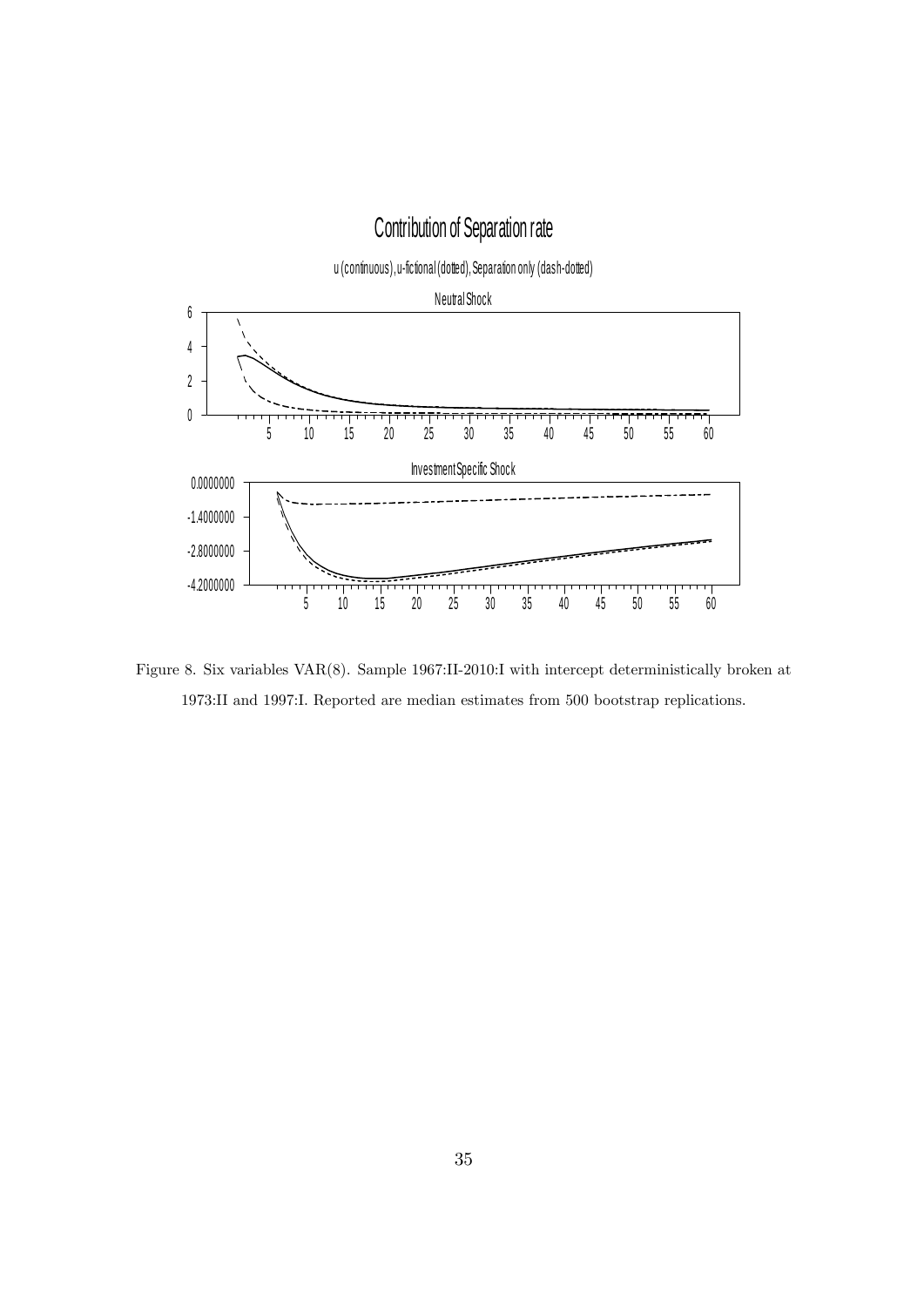Contribution of Separation rate

u (continuous), u-fictional (dotted), Separation only (dash-dotted)

Neutral Shock

Investment Specific Shock

Figure 8. Six variables VAR(8). Sample 1967:II-2010:I with intercept deterministically broken at 1973:II and 1997:I. Reported are median estimates from 500 bootstrap replications.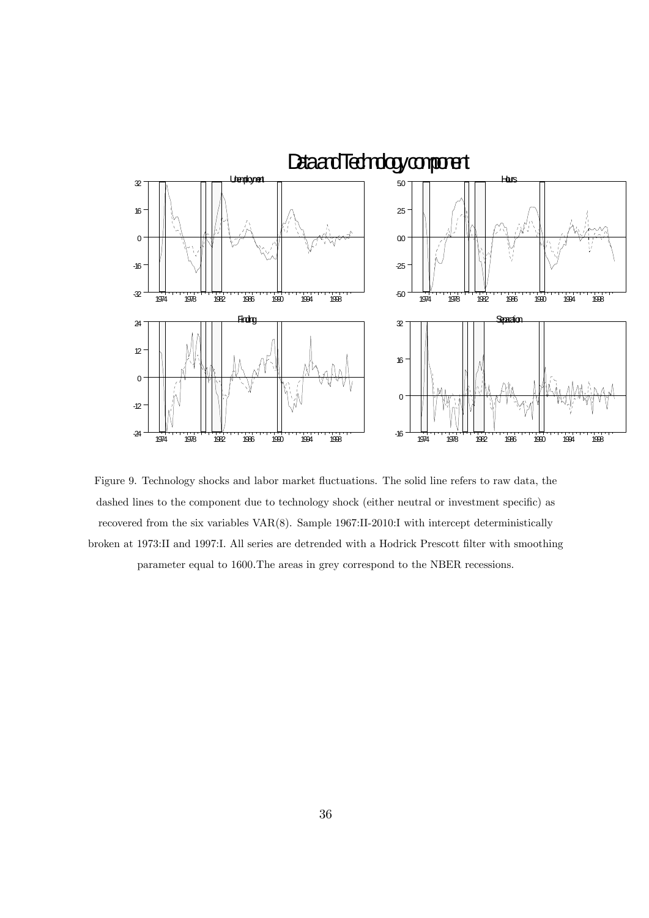Figure 9. Technology shocks and labor market fluctuations. The solid line refers to raw data, the dashed lines to the component due to technology shock (either neutral or investment specific) as recovered from the six variables VAR(8). Sample 1967:II-2010:I with intercept deterministically broken at 1973:II and 1997:I. All series are detrended with a Hodrick Prescott filter with smoothing parameter equal to 1600.The areas in grey correspond to the NBER recessions.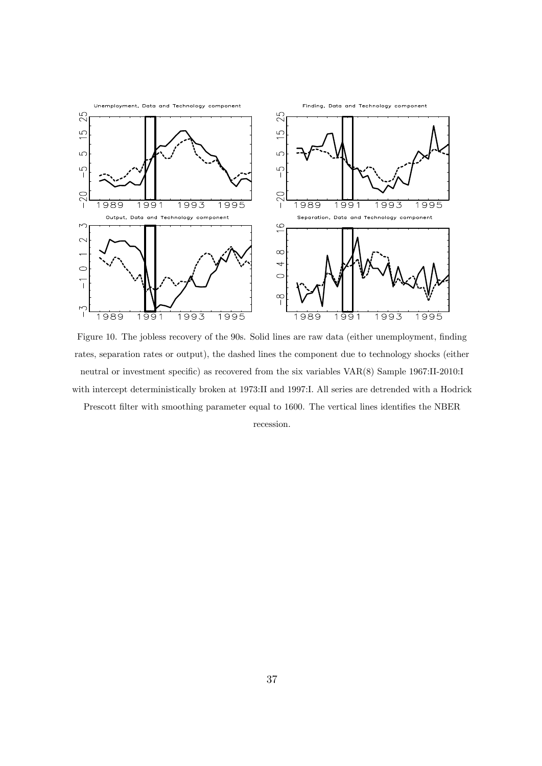Figure 10. The jobless recovery of the 90s. Solid lines are raw data (either unemployment, finding rates, separation rates or output), the dashed lines the component due to technology shocks (either neutral or investment specific) as recovered from the six variables VAR(8) Sample 1967:II-2010:I with intercept deterministically broken at 1973:II and 1997:I. All series are detrended with a Hodrick Prescott filter with smoothing parameter equal to 1600. The vertical lines identifies the NBER recession.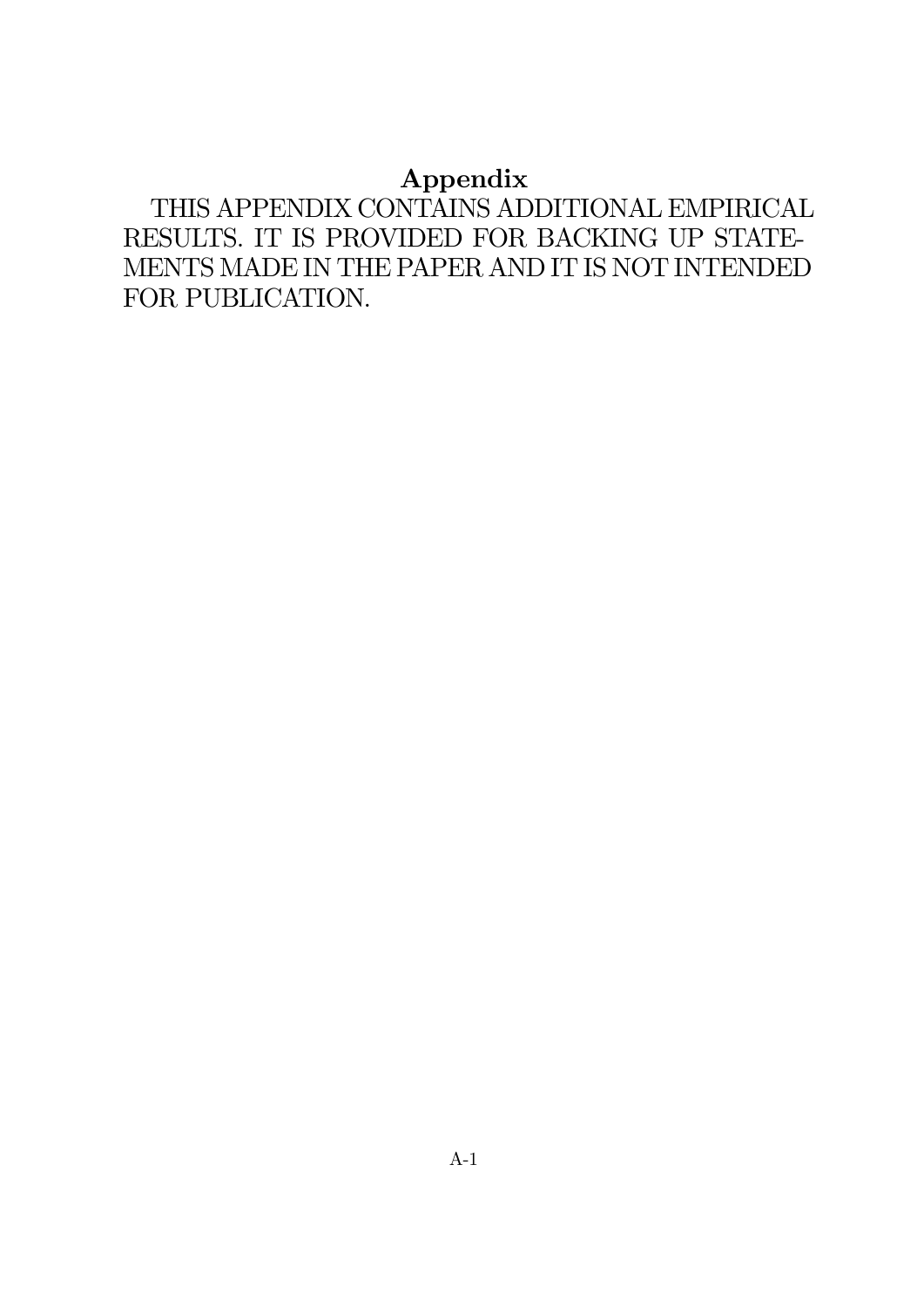# Appendix

THIS APPENDIX CONTAINS ADDITIONAL EMPIRICAL RESULTS. IT IS PROVIDED FOR BACKING UP STATEMENTS MADE IN THE PAPER AND IT IS NOT INTENDED FOR PUBLICATION.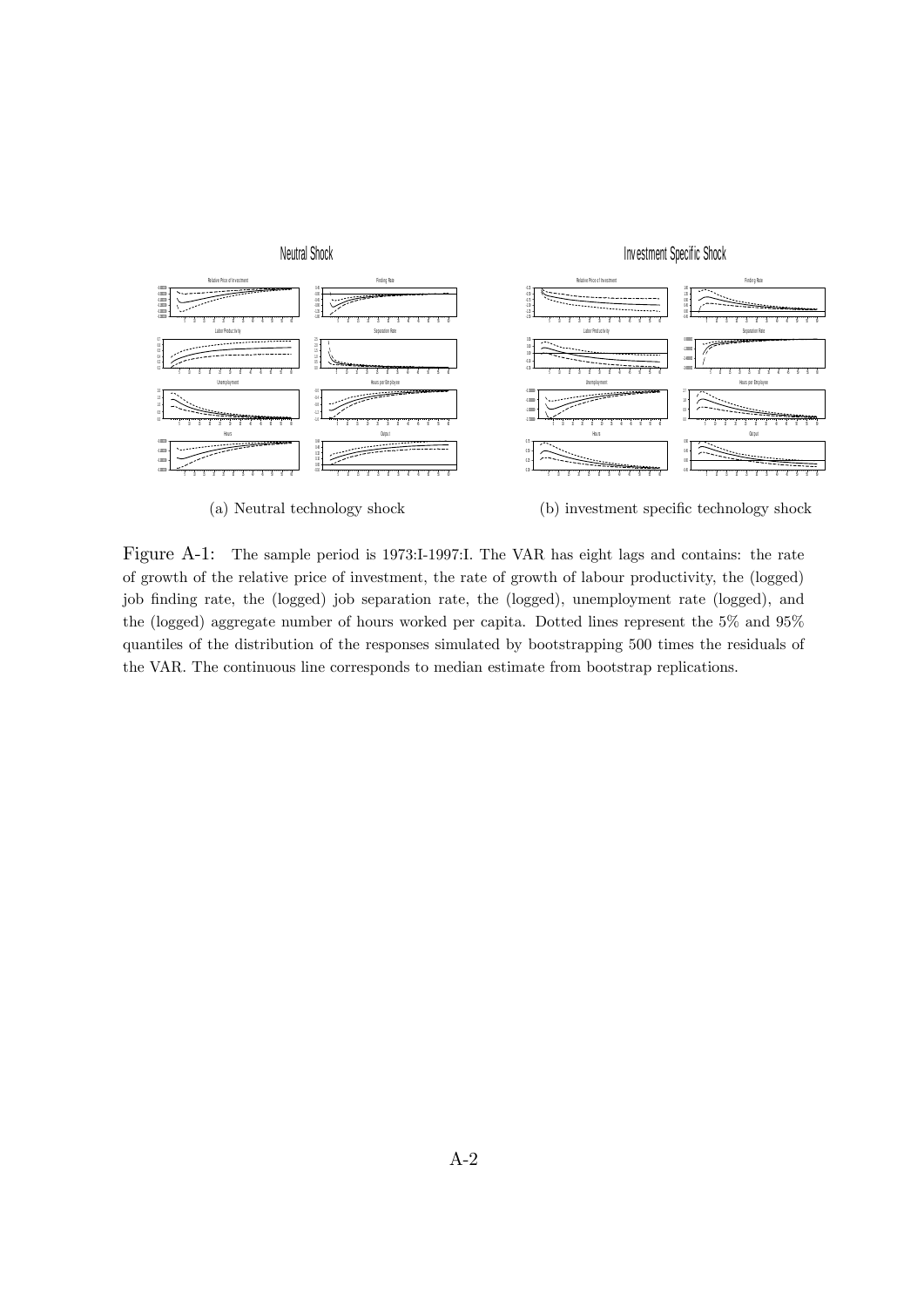Neutral Shock

Investment Specific Shock

(a) Neutral technology shock

(b) investment specific technology shock

Figure A-1: The sample period is 1973:I-1997:I. The VAR has eight lags and contains: the rate of growth of the relative price of investment, the rate of growth of labour productivity, the (logged) job finding rate, the (logged) job separation rate, the (logged), unemployment rate (logged), and the (logged) aggregate number of hours worked per capita. Dotted lines represent the 5% and 95% quantiles of the distribution of the responses simulated by bootstrapping 500 times the residuals of the VAR. The continuous line corresponds to median estimate from bootstrap replications.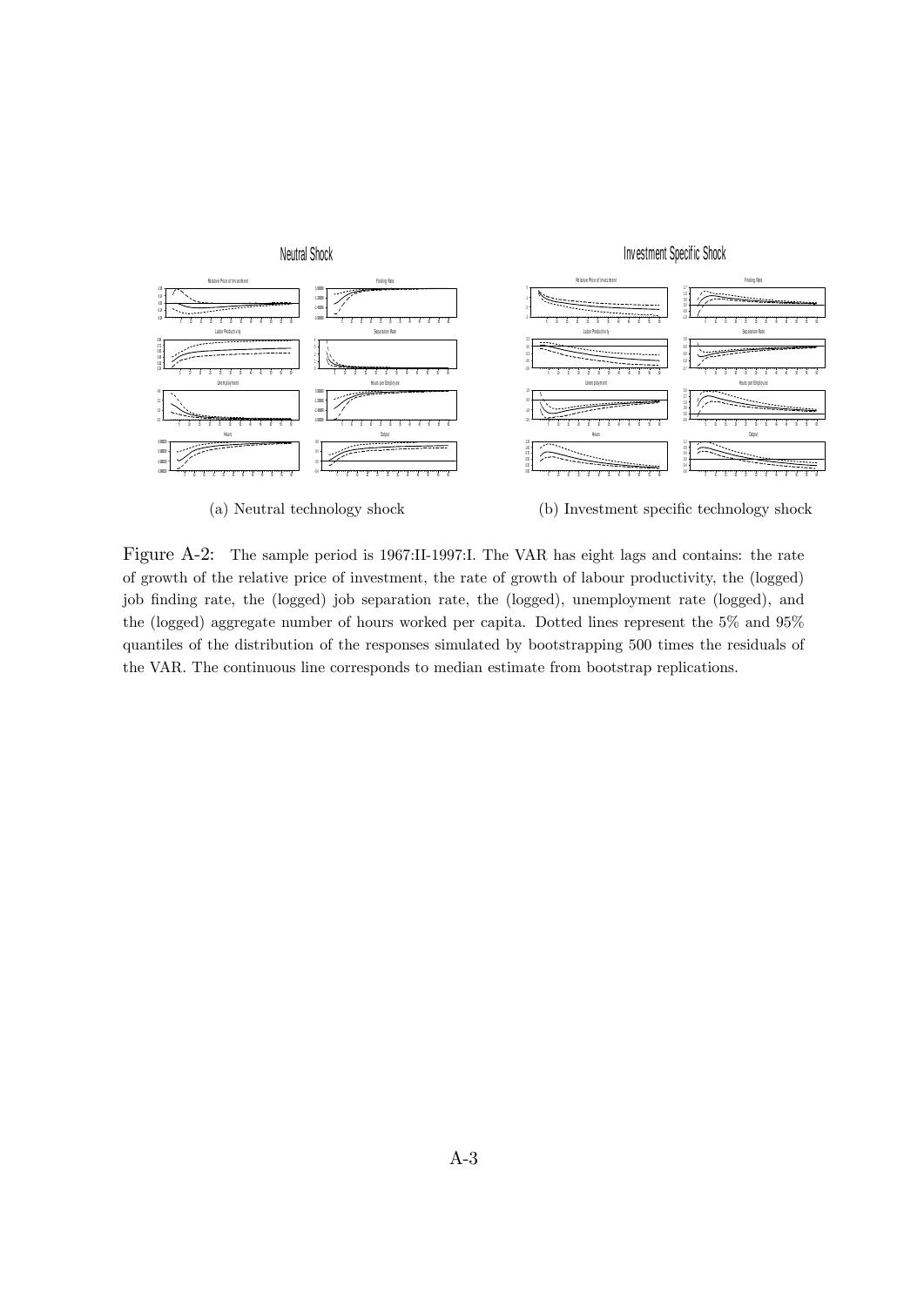Neutral Shock

Investment Specific Shock

(a) Neutral technology shock

(b) Investment specific technology shock

Figure A-2: The sample period is 1967:II-1997:I. The VAR has eight lags and contains: the rate of growth of the relative price of investment, the rate of growth of labour productivity, the (logged) job finding rate, the (logged) job separation rate, the (logged), unemployment rate (logged), and the (logged) aggregate number of hours worked per capita. Dotted lines represent the 5% and 95% quantiles of the distribution of the responses simulated by bootstrapping 500 times the residuals of the VAR. The continuous line corresponds to median estimate from bootstrap replications.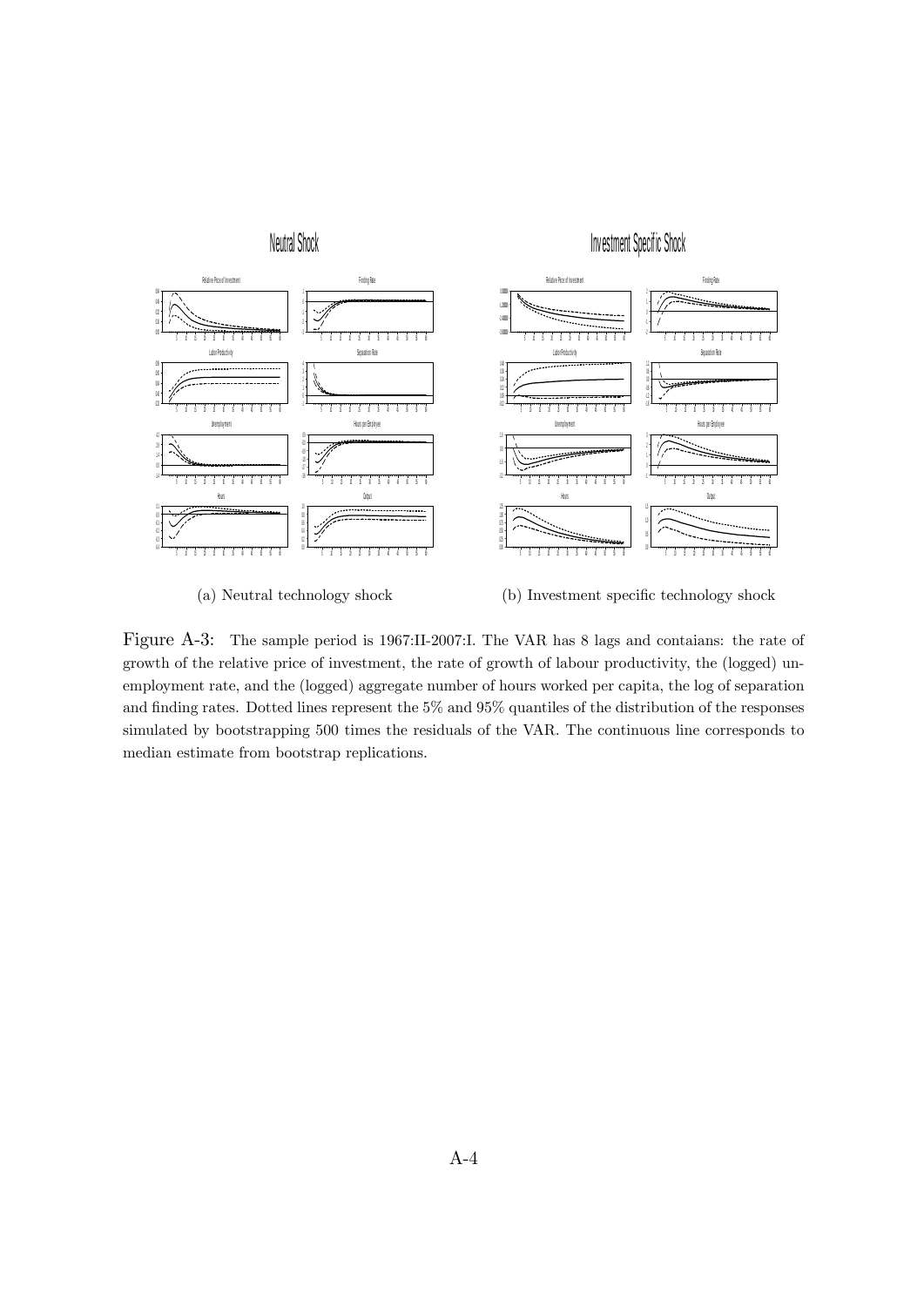(a) Neutral technology shock

(b) Investment specific technology shock

Figure A-3: The sample period is 1967:II-2007:I. The VAR has 8 lags and contaians: the rate of growth of the relative price of investment, the rate of growth of labour productivity, the (logged) unemployment rate, and the (logged) aggregate number of hours worked per capita, the log of separation and finding rates. Dotted lines represent the 5% and 95% quantiles of the distribution of the responses simulated by bootstrapping 500 times the residuals of the VAR. The continuous line corresponds to median estimate from bootstrap replications.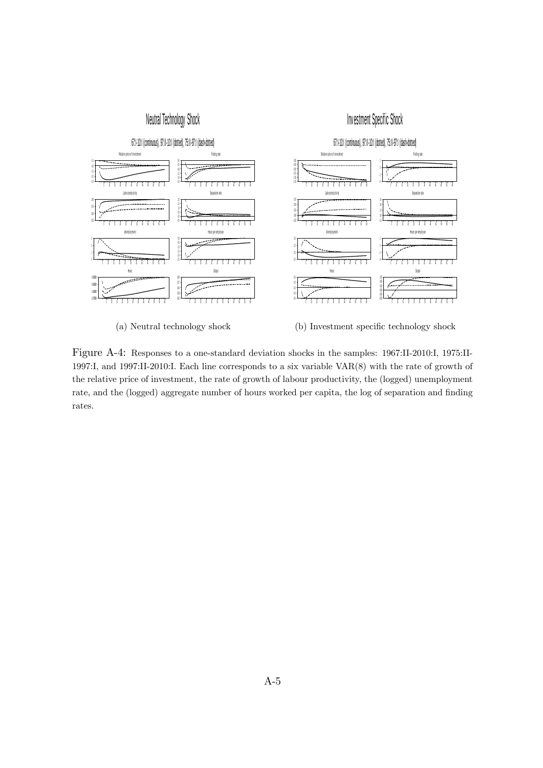(a) Neutral technology shock

(b) Investment specific technology shock

Figure A-4: Responses to a one-standard deviation shocks in the samples: 1967:II-2010:I, 1975:II-1997:I, and 1997:II-2010:I. Each line corresponds to a six variable VAR(8) with the rate of growth of the relative price of investment, the rate of growth of labour productivity, the (logged) unemployment rate, and the (logged) aggregate number of hours worked per capita, the log of separation and finding rates.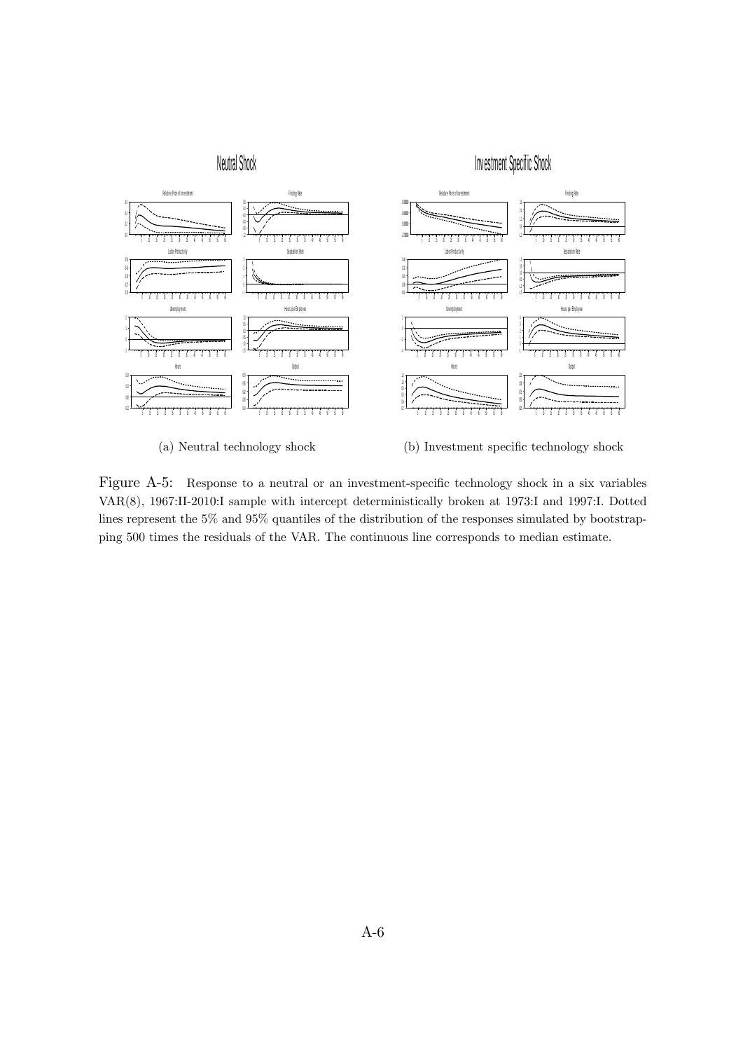(a) Neutral technology shock

(b) Investment specific technology shock

Figure A-5: Response to a neutral or an investment-specific technology shock in a six variables VAR(8), 1967:II-2010:I sample with intercept deterministically broken at 1973:I and 1997:I. Dotted lines represent the 5% and 95% quantiles of the distribution of the responses simulated by bootstrapping 500 times the residuals of the VAR. The continuous line corresponds to median estimate.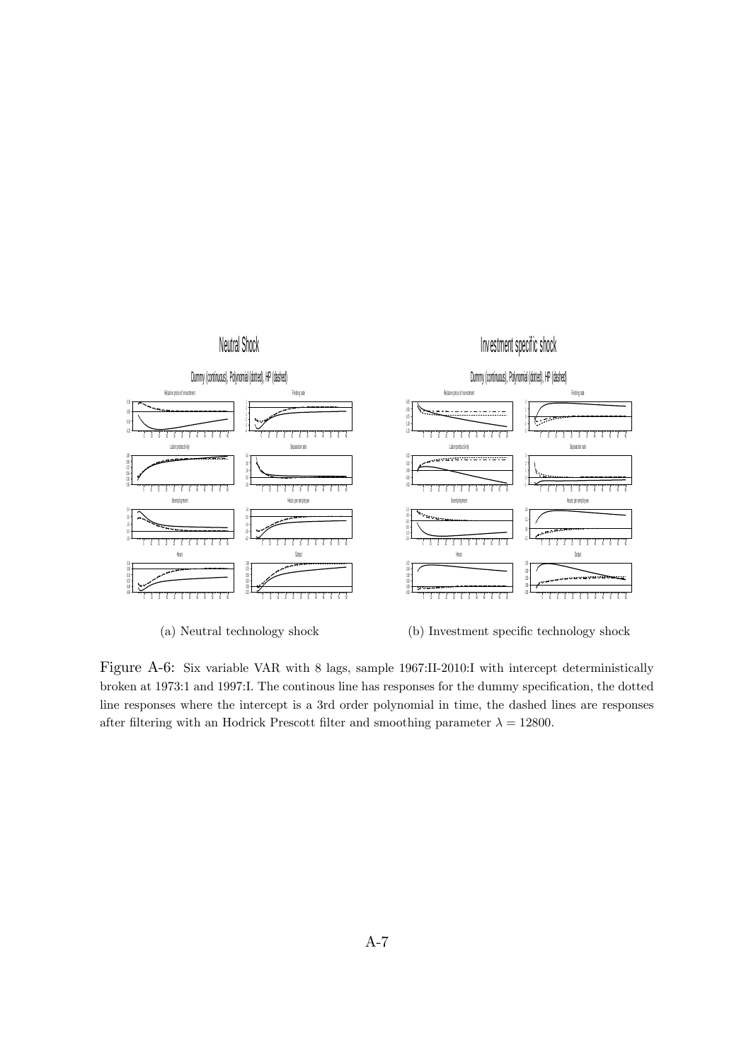(a) Neutral technology shock

(b) Investment specific technology shock

Figure A-6: Six variable VAR with 8 lags, sample 1967:II-2010:I with intercept deterministically broken at 1973:1 and 1997:I. The continous line has responses for the dummy specification, the dotted line responses where the intercept is a 3rd order polynomial in time, the dashed lines are responses after filtering with an Hodrick Prescott filter and smoothing parameter $\lambda = 12800$.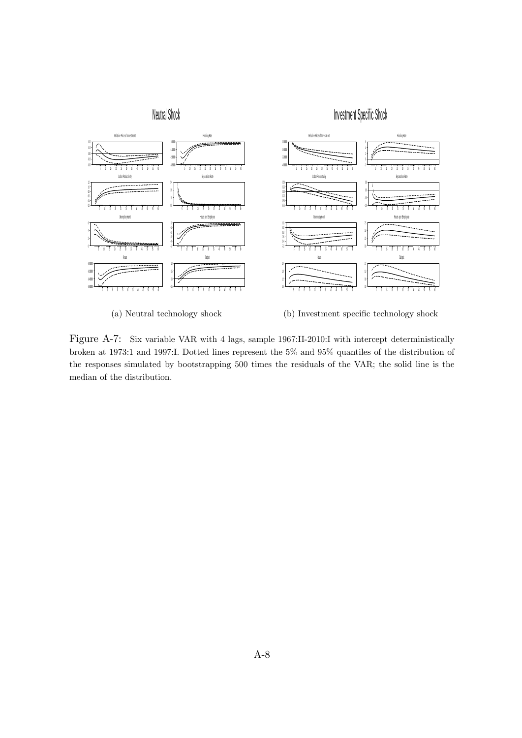Neutral Shock

Investment Specific Shock

(a) Neutral technology shock

(b) Investment specific technology shock

Figure A-7: Six variable VAR with 4 lags, sample 1967:II-2010:I with intercept deterministically broken at 1973:1 and 1997:I. Dotted lines represent the 5% and 95% quantiles of the distribution of the responses simulated by bootstrapping 500 times the residuals of the VAR; the solid line is the median of the distribution.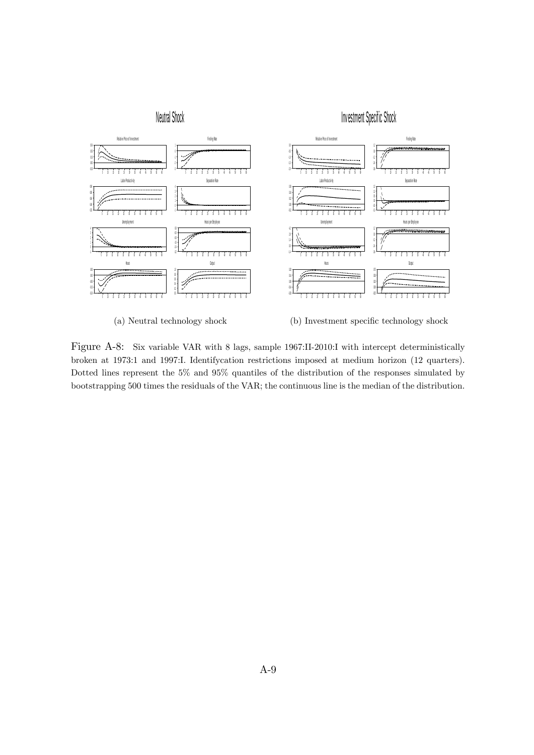(a) Neutral technology shock

(b) Investment specific technology shock

Figure A-8: Six variable VAR with 8 lags, sample 1967:II-2010:I with intercept deterministically broken at 1973:1 and 1997:I. Identifycation restrictions imposed at medium horizon (12 quarters). Dotted lines represent the 5% and 95% quantiles of the distribution of the responses simulated by bootstrapping 500 times the residuals of the VAR; the continuous line is the median of the distribution.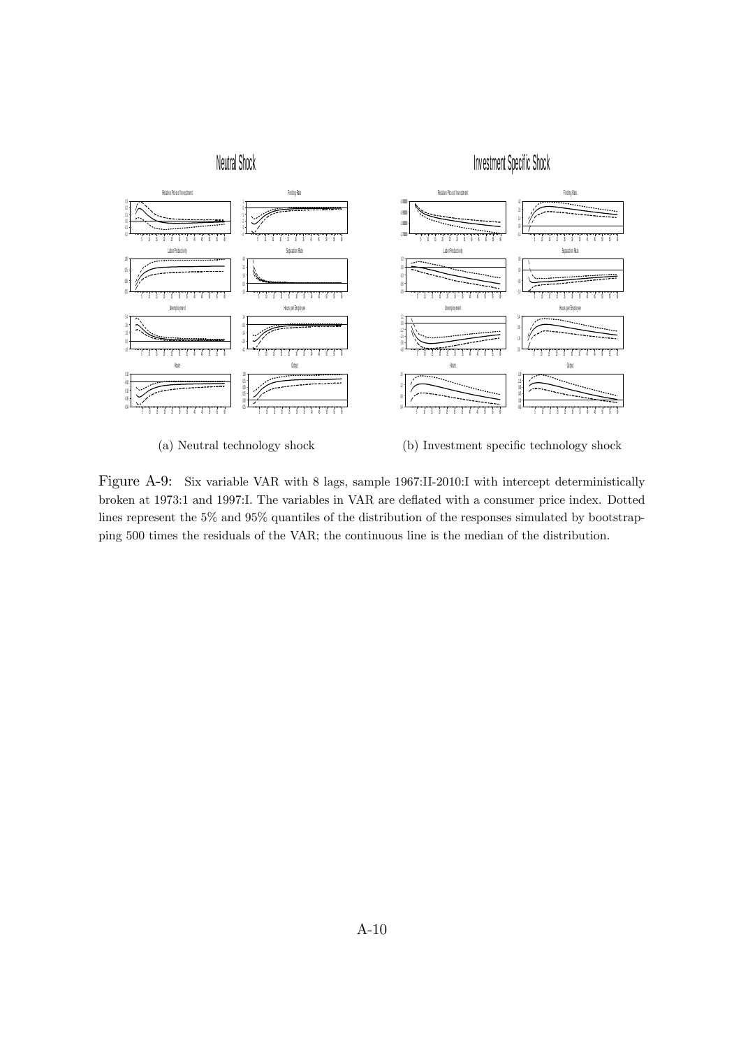Neutral Shock

Investment Specific Shock

Relative Price of Investment

Finding Rate

Labor Productivity

Separation Rate

Unemployment

Hours per Employee

Hours

Output

Relative Price of Investment

Finding Rate

Labor Productivity

Separation Rate

Unemployment

Hours per Employee

Hours

Output

(a) Neutral technology shock

(b) Investment specific technology shock

Figure A-9: Six variable VAR with 8 lags, sample 1967:II-2010:I with intercept deterministically broken at 1973:1 and 1997:I. The variables in VAR are deflated with a consumer price index. Dotted lines represent the 5% and 95% quantiles of the distribution of the responses simulated by bootstrapping 500 times the residuals of the VAR; the continuous line is the median of the distribution.